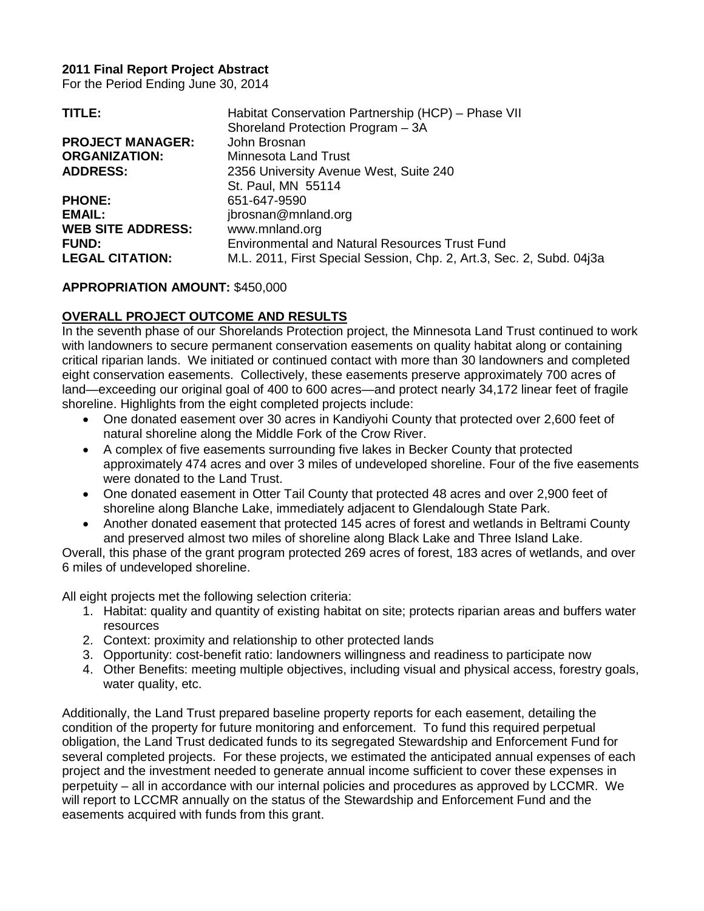**2011 Final Report Project Abstract**
For the Period Ending June 30, 2014

| | |
|---|---|
| **TITLE:** | Habitat Conservation Partnership (HCP) – Phase VII Shoreland Protection Program – 3A |
| **PROJECT MANAGER:** | John Brosnan |
| **ORGANIZATION:** | Minnesota Land Trust |
| **ADDRESS:** | 2356 University Avenue West, Suite 240 St. Paul, MN 55114 |
| **PHONE:** | 651-647-9590 |
| **EMAIL:** | jbrosnan@mnland.org |
| **WEB SITE ADDRESS:** | www.mnland.org |
| **FUND:** | Environmental and Natural Resources Trust Fund |
| **LEGAL CITATION:** | M.L. 2011, First Special Session, Chp. 2, Art.3, Sec. 2, Subd. 04j3a |

**APPROPRIATION AMOUNT:** $450,000

## OVERALL PROJECT OUTCOME AND RESULTS

In the seventh phase of our Shorelands Protection project, the Minnesota Land Trust continued to work with landowners to secure permanent conservation easements on quality habitat along or containing critical riparian lands. We initiated or continued contact with more than 30 landowners and completed eight conservation easements. Collectively, these easements preserve approximately 700 acres of land—exceeding our original goal of 400 to 600 acres—and protect nearly 34,172 linear feet of fragile shoreline. Highlights from the eight completed projects include:

- One donated easement over 30 acres in Kandiyohi County that protected over 2,600 feet of natural shoreline along the Middle Fork of the Crow River.
- A complex of five easements surrounding five lakes in Becker County that protected approximately 474 acres and over 3 miles of undeveloped shoreline. Four of the five easements were donated to the Land Trust.
- One donated easement in Otter Tail County that protected 48 acres and over 2,900 feet of shoreline along Blanche Lake, immediately adjacent to Glendalough State Park.
- Another donated easement that protected 145 acres of forest and wetlands in Beltrami County and preserved almost two miles of shoreline along Black Lake and Three Island Lake.

Overall, this phase of the grant program protected 269 acres of forest, 183 acres of wetlands, and over 6 miles of undeveloped shoreline.

All eight projects met the following selection criteria:

1. Habitat: quality and quantity of existing habitat on site; protects riparian areas and buffers water resources
2. Context: proximity and relationship to other protected lands
3. Opportunity: cost-benefit ratio: landowners willingness and readiness to participate now
4. Other Benefits: meeting multiple objectives, including visual and physical access, forestry goals, water quality, etc.

Additionally, the Land Trust prepared baseline property reports for each easement, detailing the condition of the property for future monitoring and enforcement. To fund this required perpetual obligation, the Land Trust dedicated funds to its segregated Stewardship and Enforcement Fund for several completed projects. For these projects, we estimated the anticipated annual expenses of each project and the investment needed to generate annual income sufficient to cover these expenses in perpetuity – all in accordance with our internal policies and procedures as approved by LCCMR. We will report to LCCMR annually on the status of the Stewardship and Enforcement Fund and the easements acquired with funds from this grant.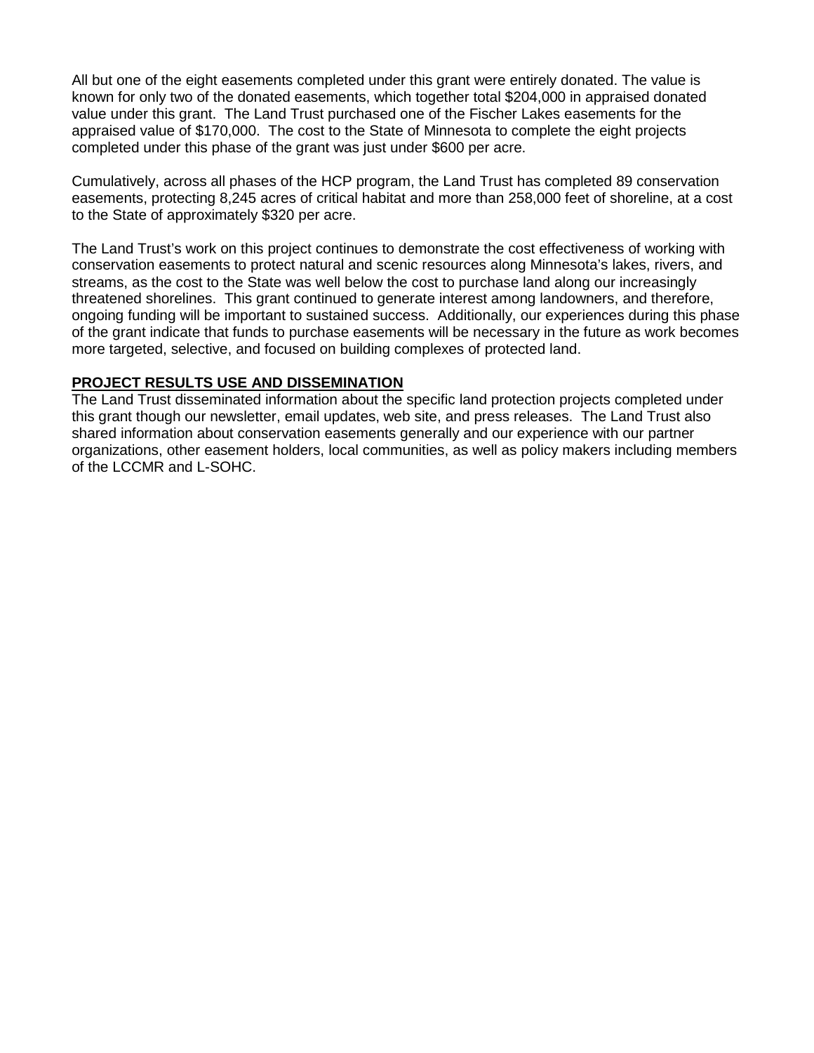All but one of the eight easements completed under this grant were entirely donated. The value is known for only two of the donated easements, which together total $204,000 in appraised donated value under this grant. The Land Trust purchased one of the Fischer Lakes easements for the appraised value of $170,000. The cost to the State of Minnesota to complete the eight projects completed under this phase of the grant was just under $600 per acre.

Cumulatively, across all phases of the HCP program, the Land Trust has completed 89 conservation easements, protecting 8,245 acres of critical habitat and more than 258,000 feet of shoreline, at a cost to the State of approximately $320 per acre.

The Land Trust's work on this project continues to demonstrate the cost effectiveness of working with conservation easements to protect natural and scenic resources along Minnesota's lakes, rivers, and streams, as the cost to the State was well below the cost to purchase land along our increasingly threatened shorelines. This grant continued to generate interest among landowners, and therefore, ongoing funding will be important to sustained success. Additionally, our experiences during this phase of the grant indicate that funds to purchase easements will be necessary in the future as work becomes more targeted, selective, and focused on building complexes of protected land.

**PROJECT RESULTS USE AND DISSEMINATION**

The Land Trust disseminated information about the specific land protection projects completed under this grant though our newsletter, email updates, web site, and press releases. The Land Trust also shared information about conservation easements generally and our experience with our partner organizations, other easement holders, local communities, as well as policy makers including members of the LCCMR and L-SOHC.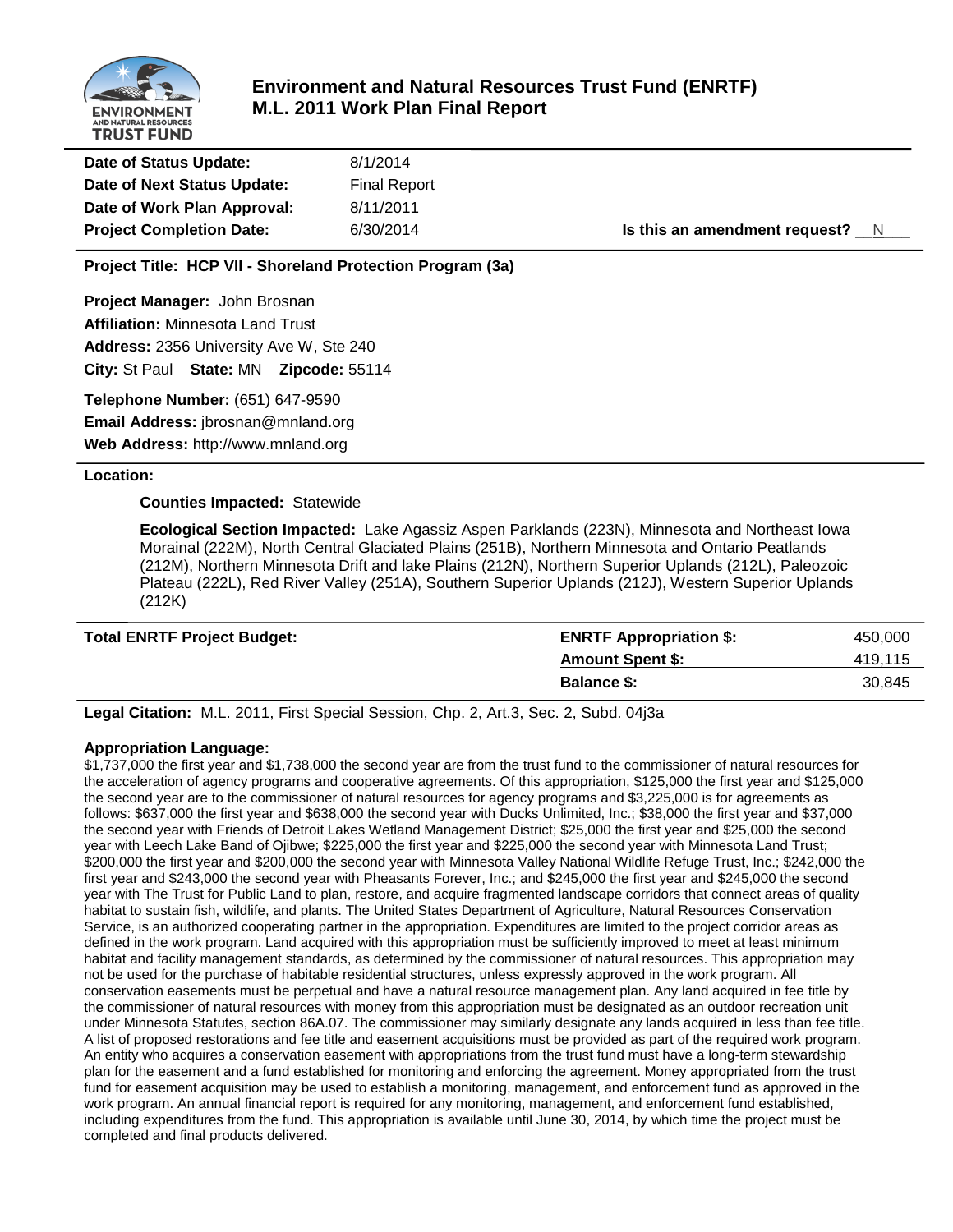# Environment and Natural Resources Trust Fund (ENRTF)
# M.L. 2011 Work Plan Final Report

**Date of Status Update:** 8/1/2014
**Date of Next Status Update:** Final Report
**Date of Work Plan Approval:** 8/11/2011
**Project Completion Date:** 6/30/2014 **Is this an amendment request?** N

**Project Title: HCP VII - Shoreland Protection Program (3a)**

**Project Manager:** John Brosnan
**Affiliation:** Minnesota Land Trust
**Address:** 2356 University Ave W, Ste 240
**City:** St Paul **State:** MN **Zipcode:** 55114

**Telephone Number:** (651) 647-9590
**Email Address:** jbrosnan@mnland.org
**Web Address:** http://www.mnland.org

**Location:**

**Counties Impacted:** Statewide

**Ecological Section Impacted:** Lake Agassiz Aspen Parklands (223N), Minnesota and Northeast Iowa Morainal (222M), North Central Glaciated Plains (251B), Northern Minnesota and Ontario Peatlands (212M), Northern Minnesota Drift and lake Plains (212N), Northern Superior Uplands (212L), Paleozoic Plateau (222L), Red River Valley (251A), Southern Superior Uplands (212J), Western Superior Uplands (212K)

| Total ENRTF Project Budget: | | |
|---|---|---|
| | **ENRTF Appropriation $:** | 450,000 |
| | **Amount Spent $:** | 419,115 |
| | **Balance $:** | 30,845 |

**Legal Citation:** M.L. 2011, First Special Session, Chp. 2, Art.3, Sec. 2, Subd. 04j3a

**Appropriation Language:**
$1,737,000 the first year and $1,738,000 the second year are from the trust fund to the commissioner of natural resources for the acceleration of agency programs and cooperative agreements. Of this appropriation, $125,000 the first year and $125,000 the second year are to the commissioner of natural resources for agency programs and $3,225,000 is for agreements as follows: $637,000 the first year and $638,000 the second year with Ducks Unlimited, Inc.; $38,000 the first year and $37,000 the second year with Friends of Detroit Lakes Wetland Management District; $25,000 the first year and $25,000 the second year with Leech Lake Band of Ojibwe; $225,000 the first year and $225,000 the second year with Minnesota Land Trust; $200,000 the first year and $200,000 the second year with Minnesota Valley National Wildlife Refuge Trust, Inc.; $242,000 the first year and $243,000 the second year with Pheasants Forever, Inc.; and $245,000 the first year and $245,000 the second year with The Trust for Public Land to plan, restore, and acquire fragmented landscape corridors that connect areas of quality habitat to sustain fish, wildlife, and plants. The United States Department of Agriculture, Natural Resources Conservation Service, is an authorized cooperating partner in the appropriation. Expenditures are limited to the project corridor areas as defined in the work program. Land acquired with this appropriation must be sufficiently improved to meet at least minimum habitat and facility management standards, as determined by the commissioner of natural resources. This appropriation may not be used for the purchase of habitable residential structures, unless expressly approved in the work program. All conservation easements must be perpetual and have a natural resource management plan. Any land acquired in fee title by the commissioner of natural resources with money from this appropriation must be designated as an outdoor recreation unit under Minnesota Statutes, section 86A.07. The commissioner may similarly designate any lands acquired in less than fee title. A list of proposed restorations and fee title and easement acquisitions must be provided as part of the required work program. An entity who acquires a conservation easement with appropriations from the trust fund must have a long-term stewardship plan for the easement and a fund established for monitoring and enforcing the agreement. Money appropriated from the trust fund for easement acquisition may be used to establish a monitoring, management, and enforcement fund as approved in the work program. An annual financial report is required for any monitoring, management, and enforcement fund established, including expenditures from the fund. This appropriation is available until June 30, 2014, by which time the project must be completed and final products delivered.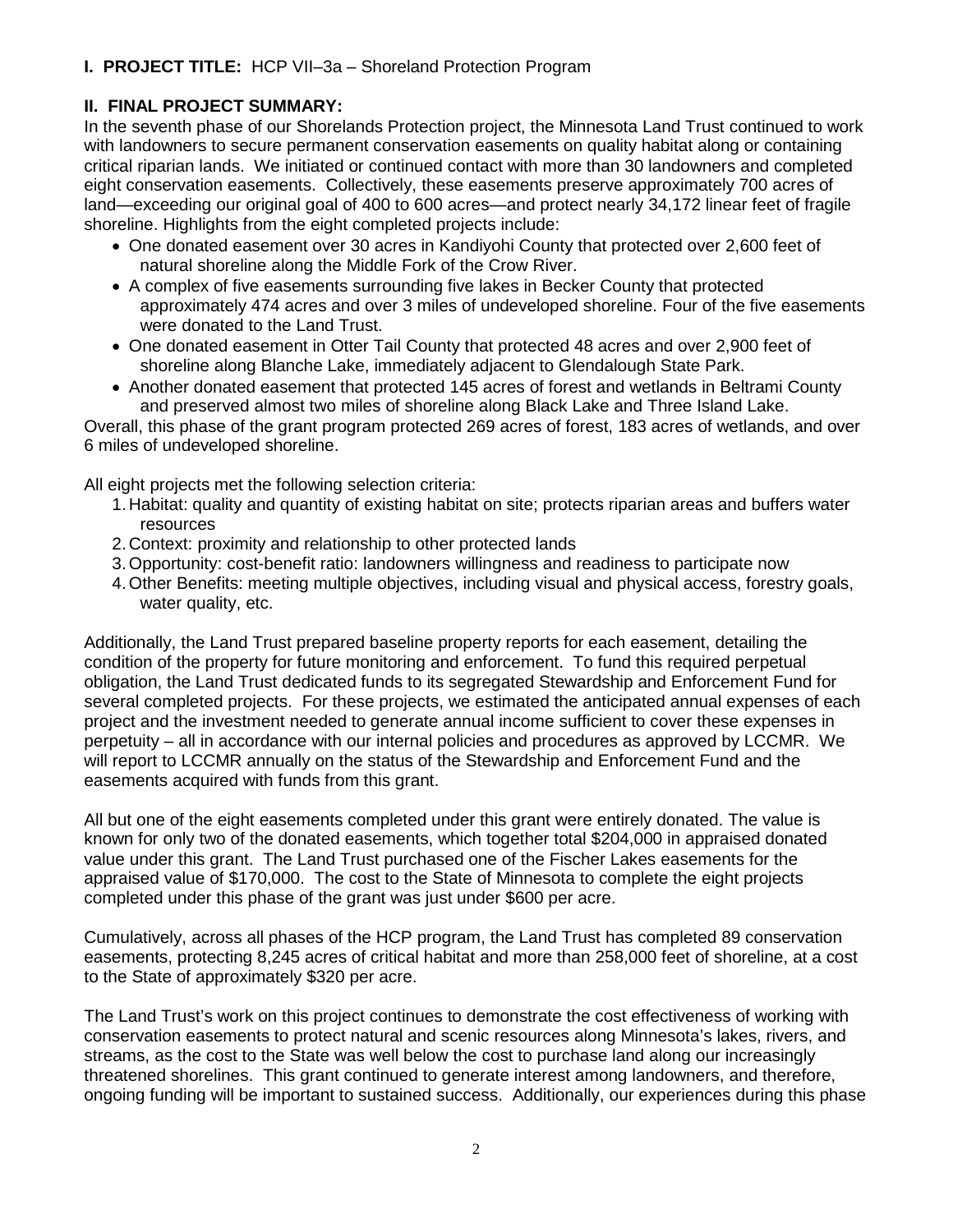**I. PROJECT TITLE:** HCP VII–3a – Shoreland Protection Program

**II. FINAL PROJECT SUMMARY:**

In the seventh phase of our Shorelands Protection project, the Minnesota Land Trust continued to work with landowners to secure permanent conservation easements on quality habitat along or containing critical riparian lands. We initiated or continued contact with more than 30 landowners and completed eight conservation easements. Collectively, these easements preserve approximately 700 acres of land—exceeding our original goal of 400 to 600 acres—and protect nearly 34,172 linear feet of fragile shoreline. Highlights from the eight completed projects include:

- One donated easement over 30 acres in Kandiyohi County that protected over 2,600 feet of natural shoreline along the Middle Fork of the Crow River.
- A complex of five easements surrounding five lakes in Becker County that protected approximately 474 acres and over 3 miles of undeveloped shoreline. Four of the five easements were donated to the Land Trust.
- One donated easement in Otter Tail County that protected 48 acres and over 2,900 feet of shoreline along Blanche Lake, immediately adjacent to Glendalough State Park.
- Another donated easement that protected 145 acres of forest and wetlands in Beltrami County and preserved almost two miles of shoreline along Black Lake and Three Island Lake.

Overall, this phase of the grant program protected 269 acres of forest, 183 acres of wetlands, and over 6 miles of undeveloped shoreline.

All eight projects met the following selection criteria:

1. Habitat: quality and quantity of existing habitat on site; protects riparian areas and buffers water resources
2. Context: proximity and relationship to other protected lands
3. Opportunity: cost-benefit ratio: landowners willingness and readiness to participate now
4. Other Benefits: meeting multiple objectives, including visual and physical access, forestry goals, water quality, etc.

Additionally, the Land Trust prepared baseline property reports for each easement, detailing the condition of the property for future monitoring and enforcement. To fund this required perpetual obligation, the Land Trust dedicated funds to its segregated Stewardship and Enforcement Fund for several completed projects. For these projects, we estimated the anticipated annual expenses of each project and the investment needed to generate annual income sufficient to cover these expenses in perpetuity – all in accordance with our internal policies and procedures as approved by LCCMR. We will report to LCCMR annually on the status of the Stewardship and Enforcement Fund and the easements acquired with funds from this grant.

All but one of the eight easements completed under this grant were entirely donated. The value is known for only two of the donated easements, which together total $204,000 in appraised donated value under this grant. The Land Trust purchased one of the Fischer Lakes easements for the appraised value of $170,000. The cost to the State of Minnesota to complete the eight projects completed under this phase of the grant was just under $600 per acre.

Cumulatively, across all phases of the HCP program, the Land Trust has completed 89 conservation easements, protecting 8,245 acres of critical habitat and more than 258,000 feet of shoreline, at a cost to the State of approximately $320 per acre.

The Land Trust's work on this project continues to demonstrate the cost effectiveness of working with conservation easements to protect natural and scenic resources along Minnesota's lakes, rivers, and streams, as the cost to the State was well below the cost to purchase land along our increasingly threatened shorelines. This grant continued to generate interest among landowners, and therefore, ongoing funding will be important to sustained success. Additionally, our experiences during this phase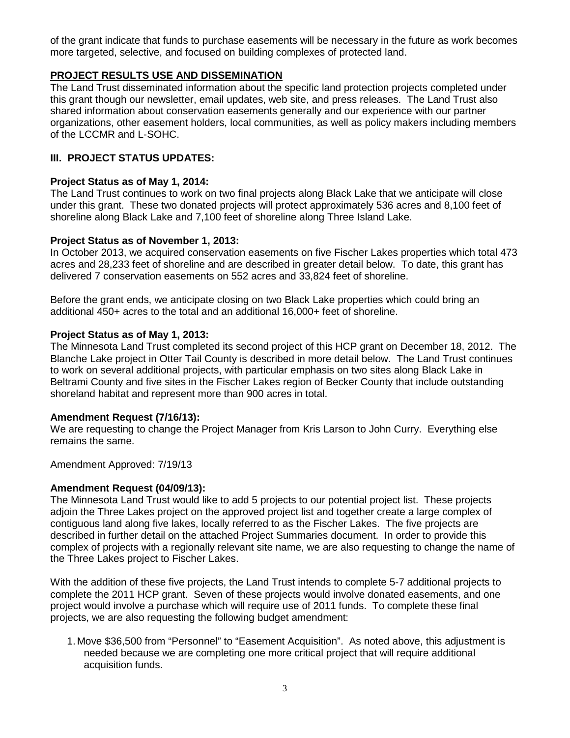of the grant indicate that funds to purchase easements will be necessary in the future as work becomes more targeted, selective, and focused on building complexes of protected land.

## PROJECT RESULTS USE AND DISSEMINATION

The Land Trust disseminated information about the specific land protection projects completed under this grant though our newsletter, email updates, web site, and press releases. The Land Trust also shared information about conservation easements generally and our experience with our partner organizations, other easement holders, local communities, as well as policy makers including members of the LCCMR and L-SOHC.

## III. PROJECT STATUS UPDATES:

### Project Status as of May 1, 2014:

The Land Trust continues to work on two final projects along Black Lake that we anticipate will close under this grant. These two donated projects will protect approximately 536 acres and 8,100 feet of shoreline along Black Lake and 7,100 feet of shoreline along Three Island Lake.

### Project Status as of November 1, 2013:

In October 2013, we acquired conservation easements on five Fischer Lakes properties which total 473 acres and 28,233 feet of shoreline and are described in greater detail below. To date, this grant has delivered 7 conservation easements on 552 acres and 33,824 feet of shoreline.

Before the grant ends, we anticipate closing on two Black Lake properties which could bring an additional 450+ acres to the total and an additional 16,000+ feet of shoreline.

### Project Status as of May 1, 2013:

The Minnesota Land Trust completed its second project of this HCP grant on December 18, 2012. The Blanche Lake project in Otter Tail County is described in more detail below. The Land Trust continues to work on several additional projects, with particular emphasis on two sites along Black Lake in Beltrami County and five sites in the Fischer Lakes region of Becker County that include outstanding shoreland habitat and represent more than 900 acres in total.

### Amendment Request (7/16/13):

We are requesting to change the Project Manager from Kris Larson to John Curry. Everything else remains the same.

Amendment Approved: 7/19/13

### Amendment Request (04/09/13):

The Minnesota Land Trust would like to add 5 projects to our potential project list. These projects adjoin the Three Lakes project on the approved project list and together create a large complex of contiguous land along five lakes, locally referred to as the Fischer Lakes. The five projects are described in further detail on the attached Project Summaries document. In order to provide this complex of projects with a regionally relevant site name, we are also requesting to change the name of the Three Lakes project to Fischer Lakes.

With the addition of these five projects, the Land Trust intends to complete 5-7 additional projects to complete the 2011 HCP grant. Seven of these projects would involve donated easements, and one project would involve a purchase which will require use of 2011 funds. To complete these final projects, we are also requesting the following budget amendment:

1. Move $36,500 from "Personnel" to "Easement Acquisition". As noted above, this adjustment is needed because we are completing one more critical project that will require additional acquisition funds.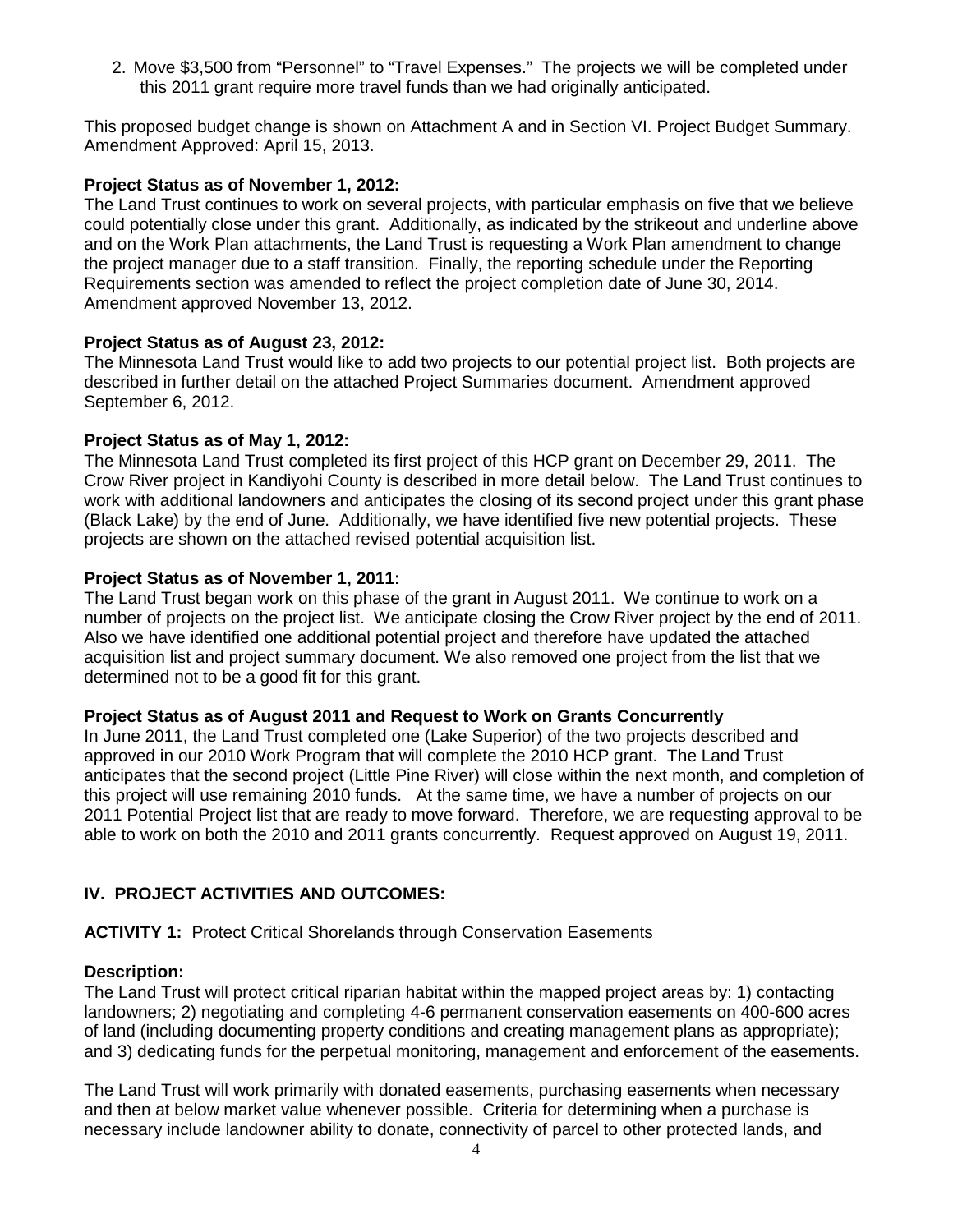2. Move $3,500 from "Personnel" to "Travel Expenses." The projects we will be completed under this 2011 grant require more travel funds than we had originally anticipated.

This proposed budget change is shown on Attachment A and in Section VI. Project Budget Summary. Amendment Approved: April 15, 2013.

**Project Status as of November 1, 2012:**
The Land Trust continues to work on several projects, with particular emphasis on five that we believe could potentially close under this grant. Additionally, as indicated by the strikeout and underline above and on the Work Plan attachments, the Land Trust is requesting a Work Plan amendment to change the project manager due to a staff transition. Finally, the reporting schedule under the Reporting Requirements section was amended to reflect the project completion date of June 30, 2014. Amendment approved November 13, 2012.

**Project Status as of August 23, 2012:**
The Minnesota Land Trust would like to add two projects to our potential project list. Both projects are described in further detail on the attached Project Summaries document. Amendment approved September 6, 2012.

**Project Status as of May 1, 2012:**
The Minnesota Land Trust completed its first project of this HCP grant on December 29, 2011. The Crow River project in Kandiyohi County is described in more detail below. The Land Trust continues to work with additional landowners and anticipates the closing of its second project under this grant phase (Black Lake) by the end of June. Additionally, we have identified five new potential projects. These projects are shown on the attached revised potential acquisition list.

**Project Status as of November 1, 2011:**
The Land Trust began work on this phase of the grant in August 2011. We continue to work on a number of projects on the project list. We anticipate closing the Crow River project by the end of 2011. Also we have identified one additional potential project and therefore have updated the attached acquisition list and project summary document. We also removed one project from the list that we determined not to be a good fit for this grant.

**Project Status as of August 2011 and Request to Work on Grants Concurrently**
In June 2011, the Land Trust completed one (Lake Superior) of the two projects described and approved in our 2010 Work Program that will complete the 2010 HCP grant. The Land Trust anticipates that the second project (Little Pine River) will close within the next month, and completion of this project will use remaining 2010 funds. At the same time, we have a number of projects on our 2011 Potential Project list that are ready to move forward. Therefore, we are requesting approval to be able to work on both the 2010 and 2011 grants concurrently. Request approved on August 19, 2011.

## IV. PROJECT ACTIVITIES AND OUTCOMES:

**ACTIVITY 1:** Protect Critical Shorelands through Conservation Easements

**Description:**
The Land Trust will protect critical riparian habitat within the mapped project areas by: 1) contacting landowners; 2) negotiating and completing 4-6 permanent conservation easements on 400-600 acres of land (including documenting property conditions and creating management plans as appropriate); and 3) dedicating funds for the perpetual monitoring, management and enforcement of the easements.

The Land Trust will work primarily with donated easements, purchasing easements when necessary and then at below market value whenever possible. Criteria for determining when a purchase is necessary include landowner ability to donate, connectivity of parcel to other protected lands, and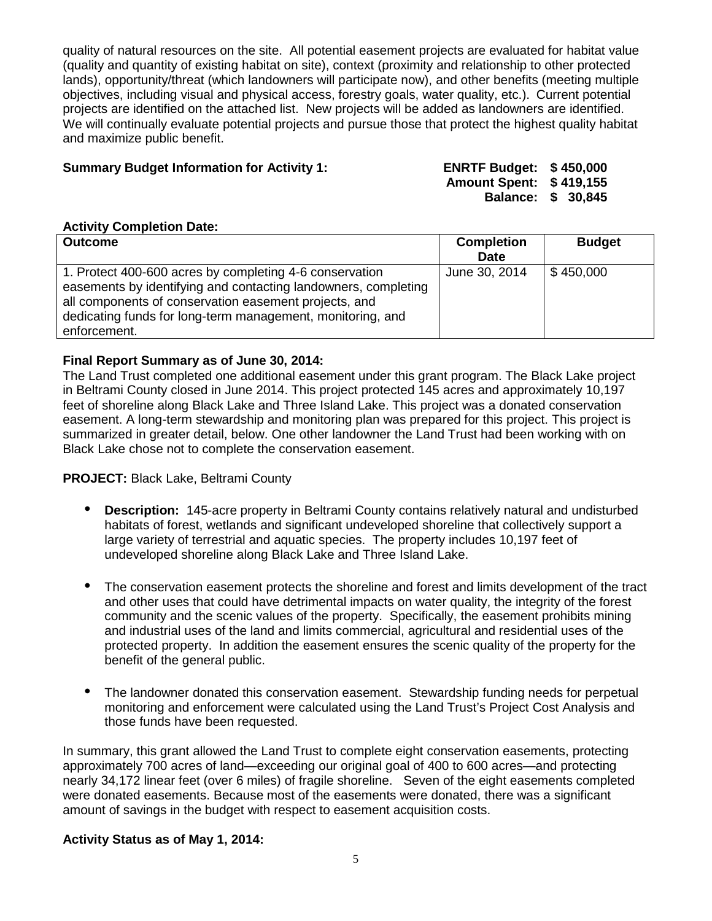quality of natural resources on the site. All potential easement projects are evaluated for habitat value (quality and quantity of existing habitat on site), context (proximity and relationship to other protected lands), opportunity/threat (which landowners will participate now), and other benefits (meeting multiple objectives, including visual and physical access, forestry goals, water quality, etc.). Current potential projects are identified on the attached list. New projects will be added as landowners are identified. We will continually evaluate potential projects and pursue those that protect the highest quality habitat and maximize public benefit.

**Summary Budget Information for Activity 1:**

**ENRTF Budget: $ 450,000**
**Amount Spent: $ 419,155**
**Balance: $ 30,845**

**Activity Completion Date:**

| Outcome | Completion Date | Budget |
|---|---|---|
| 1. Protect 400-600 acres by completing 4-6 conservation easements by identifying and contacting landowners, completing all components of conservation easement projects, and dedicating funds for long-term management, monitoring, and enforcement. | June 30, 2014 | $ 450,000 |

**Final Report Summary as of June 30, 2014:**

The Land Trust completed one additional easement under this grant program. The Black Lake project in Beltrami County closed in June 2014. This project protected 145 acres and approximately 10,197 feet of shoreline along Black Lake and Three Island Lake. This project was a donated conservation easement. A long-term stewardship and monitoring plan was prepared for this project. This project is summarized in greater detail, below. One other landowner the Land Trust had been working with on Black Lake chose not to complete the conservation easement.

**PROJECT:** Black Lake, Beltrami County

- **Description:** 145-acre property in Beltrami County contains relatively natural and undisturbed habitats of forest, wetlands and significant undeveloped shoreline that collectively support a large variety of terrestrial and aquatic species. The property includes 10,197 feet of undeveloped shoreline along Black Lake and Three Island Lake.

- The conservation easement protects the shoreline and forest and limits development of the tract and other uses that could have detrimental impacts on water quality, the integrity of the forest community and the scenic values of the property. Specifically, the easement prohibits mining and industrial uses of the land and limits commercial, agricultural and residential uses of the protected property. In addition the easement ensures the scenic quality of the property for the benefit of the general public.

- The landowner donated this conservation easement. Stewardship funding needs for perpetual monitoring and enforcement were calculated using the Land Trust's Project Cost Analysis and those funds have been requested.

In summary, this grant allowed the Land Trust to complete eight conservation easements, protecting approximately 700 acres of land—exceeding our original goal of 400 to 600 acres—and protecting nearly 34,172 linear feet (over 6 miles) of fragile shoreline. Seven of the eight easements completed were donated easements. Because most of the easements were donated, there was a significant amount of savings in the budget with respect to easement acquisition costs.

**Activity Status as of May 1, 2014:**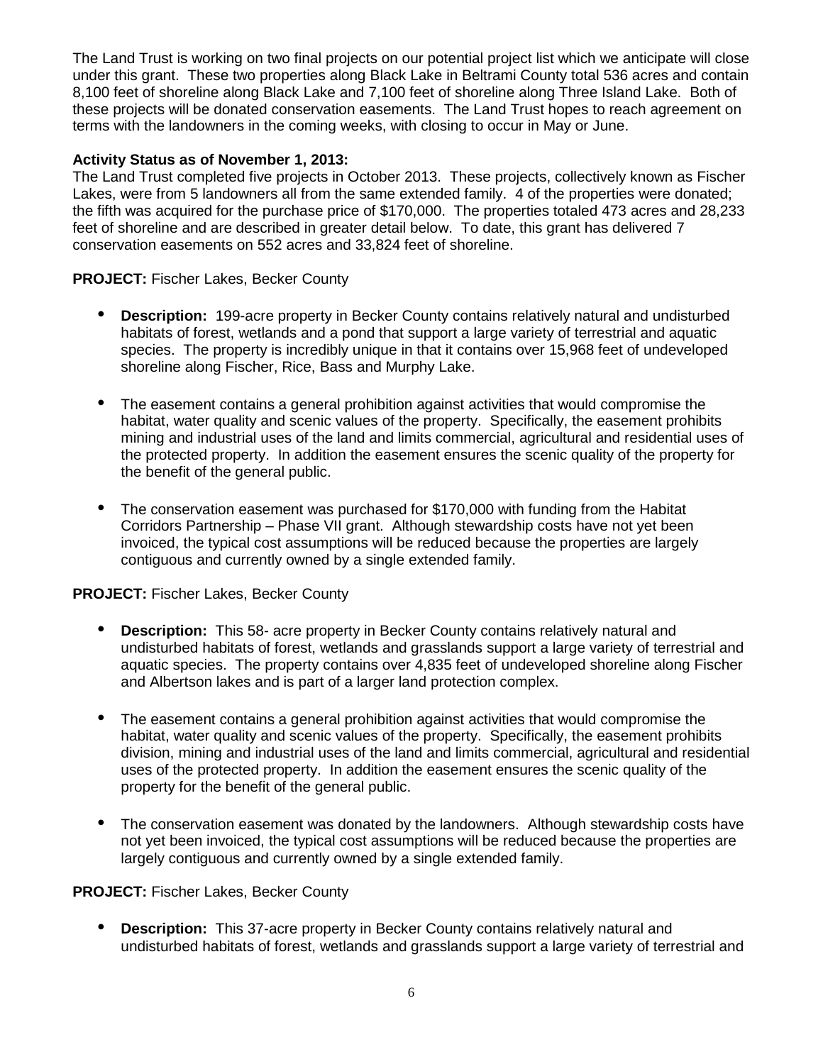The Land Trust is working on two final projects on our potential project list which we anticipate will close under this grant. These two properties along Black Lake in Beltrami County total 536 acres and contain 8,100 feet of shoreline along Black Lake and 7,100 feet of shoreline along Three Island Lake. Both of these projects will be donated conservation easements. The Land Trust hopes to reach agreement on terms with the landowners in the coming weeks, with closing to occur in May or June.

**Activity Status as of November 1, 2013:**
The Land Trust completed five projects in October 2013. These projects, collectively known as Fischer Lakes, were from 5 landowners all from the same extended family. 4 of the properties were donated; the fifth was acquired for the purchase price of $170,000. The properties totaled 473 acres and 28,233 feet of shoreline and are described in greater detail below. To date, this grant has delivered 7 conservation easements on 552 acres and 33,824 feet of shoreline.

**PROJECT:** Fischer Lakes, Becker County

- **Description:** 199-acre property in Becker County contains relatively natural and undisturbed habitats of forest, wetlands and a pond that support a large variety of terrestrial and aquatic species. The property is incredibly unique in that it contains over 15,968 feet of undeveloped shoreline along Fischer, Rice, Bass and Murphy Lake.

- The easement contains a general prohibition against activities that would compromise the habitat, water quality and scenic values of the property. Specifically, the easement prohibits mining and industrial uses of the land and limits commercial, agricultural and residential uses of the protected property. In addition the easement ensures the scenic quality of the property for the benefit of the general public.

- The conservation easement was purchased for $170,000 with funding from the Habitat Corridors Partnership – Phase VII grant. Although stewardship costs have not yet been invoiced, the typical cost assumptions will be reduced because the properties are largely contiguous and currently owned by a single extended family.

**PROJECT:** Fischer Lakes, Becker County

- **Description:** This 58- acre property in Becker County contains relatively natural and undisturbed habitats of forest, wetlands and grasslands support a large variety of terrestrial and aquatic species. The property contains over 4,835 feet of undeveloped shoreline along Fischer and Albertson lakes and is part of a larger land protection complex.

- The easement contains a general prohibition against activities that would compromise the habitat, water quality and scenic values of the property. Specifically, the easement prohibits division, mining and industrial uses of the land and limits commercial, agricultural and residential uses of the protected property. In addition the easement ensures the scenic quality of the property for the benefit of the general public.

- The conservation easement was donated by the landowners. Although stewardship costs have not yet been invoiced, the typical cost assumptions will be reduced because the properties are largely contiguous and currently owned by a single extended family.

**PROJECT:** Fischer Lakes, Becker County

- **Description:** This 37-acre property in Becker County contains relatively natural and undisturbed habitats of forest, wetlands and grasslands support a large variety of terrestrial and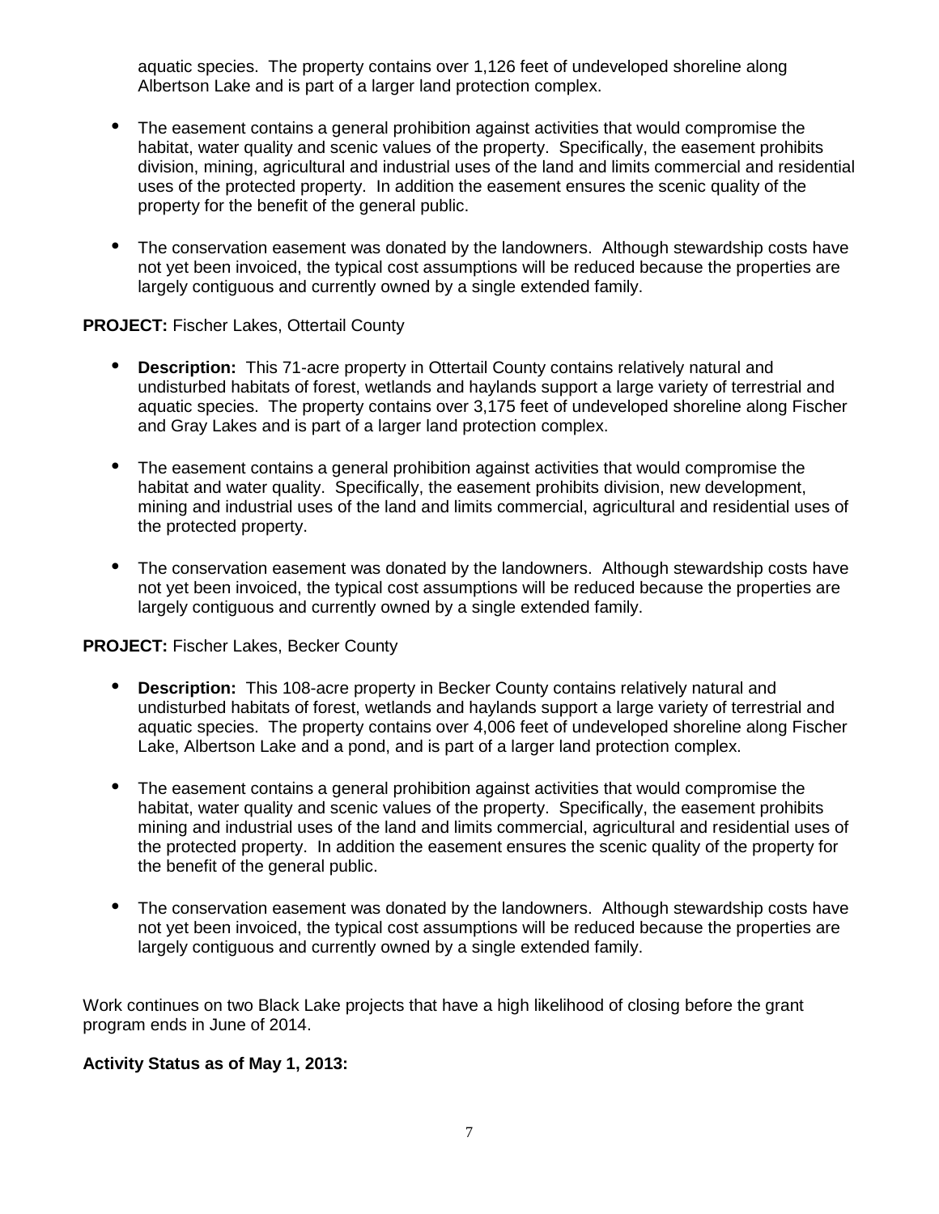aquatic species. The property contains over 1,126 feet of undeveloped shoreline along Albertson Lake and is part of a larger land protection complex.

- The easement contains a general prohibition against activities that would compromise the habitat, water quality and scenic values of the property. Specifically, the easement prohibits division, mining, agricultural and industrial uses of the land and limits commercial and residential uses of the protected property. In addition the easement ensures the scenic quality of the property for the benefit of the general public.

- The conservation easement was donated by the landowners. Although stewardship costs have not yet been invoiced, the typical cost assumptions will be reduced because the properties are largely contiguous and currently owned by a single extended family.

**PROJECT:** Fischer Lakes, Ottertail County

- **Description:** This 71-acre property in Ottertail County contains relatively natural and undisturbed habitats of forest, wetlands and haylands support a large variety of terrestrial and aquatic species. The property contains over 3,175 feet of undeveloped shoreline along Fischer and Gray Lakes and is part of a larger land protection complex.

- The easement contains a general prohibition against activities that would compromise the habitat and water quality. Specifically, the easement prohibits division, new development, mining and industrial uses of the land and limits commercial, agricultural and residential uses of the protected property.

- The conservation easement was donated by the landowners. Although stewardship costs have not yet been invoiced, the typical cost assumptions will be reduced because the properties are largely contiguous and currently owned by a single extended family.

**PROJECT:** Fischer Lakes, Becker County

- **Description:** This 108-acre property in Becker County contains relatively natural and undisturbed habitats of forest, wetlands and haylands support a large variety of terrestrial and aquatic species. The property contains over 4,006 feet of undeveloped shoreline along Fischer Lake, Albertson Lake and a pond, and is part of a larger land protection complex.

- The easement contains a general prohibition against activities that would compromise the habitat, water quality and scenic values of the property. Specifically, the easement prohibits mining and industrial uses of the land and limits commercial, agricultural and residential uses of the protected property. In addition the easement ensures the scenic quality of the property for the benefit of the general public.

- The conservation easement was donated by the landowners. Although stewardship costs have not yet been invoiced, the typical cost assumptions will be reduced because the properties are largely contiguous and currently owned by a single extended family.

Work continues on two Black Lake projects that have a high likelihood of closing before the grant program ends in June of 2014.

**Activity Status as of May 1, 2013:**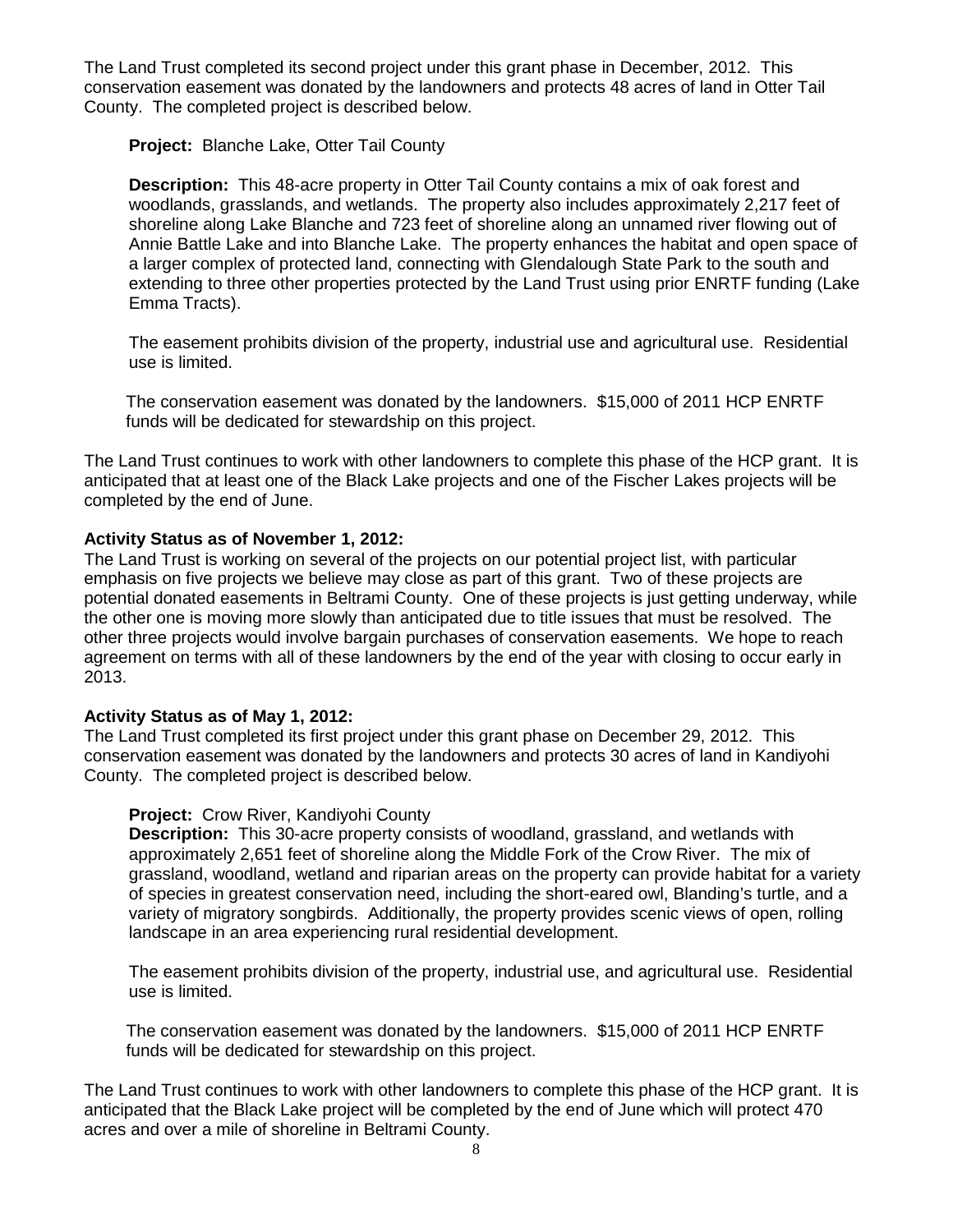The Land Trust completed its second project under this grant phase in December, 2012. This conservation easement was donated by the landowners and protects 48 acres of land in Otter Tail County. The completed project is described below.

**Project:** Blanche Lake, Otter Tail County

**Description:** This 48-acre property in Otter Tail County contains a mix of oak forest and woodlands, grasslands, and wetlands. The property also includes approximately 2,217 feet of shoreline along Lake Blanche and 723 feet of shoreline along an unnamed river flowing out of Annie Battle Lake and into Blanche Lake. The property enhances the habitat and open space of a larger complex of protected land, connecting with Glendalough State Park to the south and extending to three other properties protected by the Land Trust using prior ENRTF funding (Lake Emma Tracts).

The easement prohibits division of the property, industrial use and agricultural use. Residential use is limited.

The conservation easement was donated by the landowners. $15,000 of 2011 HCP ENRTF funds will be dedicated for stewardship on this project.

The Land Trust continues to work with other landowners to complete this phase of the HCP grant. It is anticipated that at least one of the Black Lake projects and one of the Fischer Lakes projects will be completed by the end of June.

**Activity Status as of November 1, 2012:**
The Land Trust is working on several of the projects on our potential project list, with particular emphasis on five projects we believe may close as part of this grant. Two of these projects are potential donated easements in Beltrami County. One of these projects is just getting underway, while the other one is moving more slowly than anticipated due to title issues that must be resolved. The other three projects would involve bargain purchases of conservation easements. We hope to reach agreement on terms with all of these landowners by the end of the year with closing to occur early in 2013.

**Activity Status as of May 1, 2012:**
The Land Trust completed its first project under this grant phase on December 29, 2012. This conservation easement was donated by the landowners and protects 30 acres of land in Kandiyohi County. The completed project is described below.

**Project:** Crow River, Kandiyohi County
**Description:** This 30-acre property consists of woodland, grassland, and wetlands with approximately 2,651 feet of shoreline along the Middle Fork of the Crow River. The mix of grassland, woodland, wetland and riparian areas on the property can provide habitat for a variety of species in greatest conservation need, including the short-eared owl, Blanding's turtle, and a variety of migratory songbirds. Additionally, the property provides scenic views of open, rolling landscape in an area experiencing rural residential development.

The easement prohibits division of the property, industrial use, and agricultural use. Residential use is limited.

The conservation easement was donated by the landowners. $15,000 of 2011 HCP ENRTF funds will be dedicated for stewardship on this project.

The Land Trust continues to work with other landowners to complete this phase of the HCP grant. It is anticipated that the Black Lake project will be completed by the end of June which will protect 470 acres and over a mile of shoreline in Beltrami County.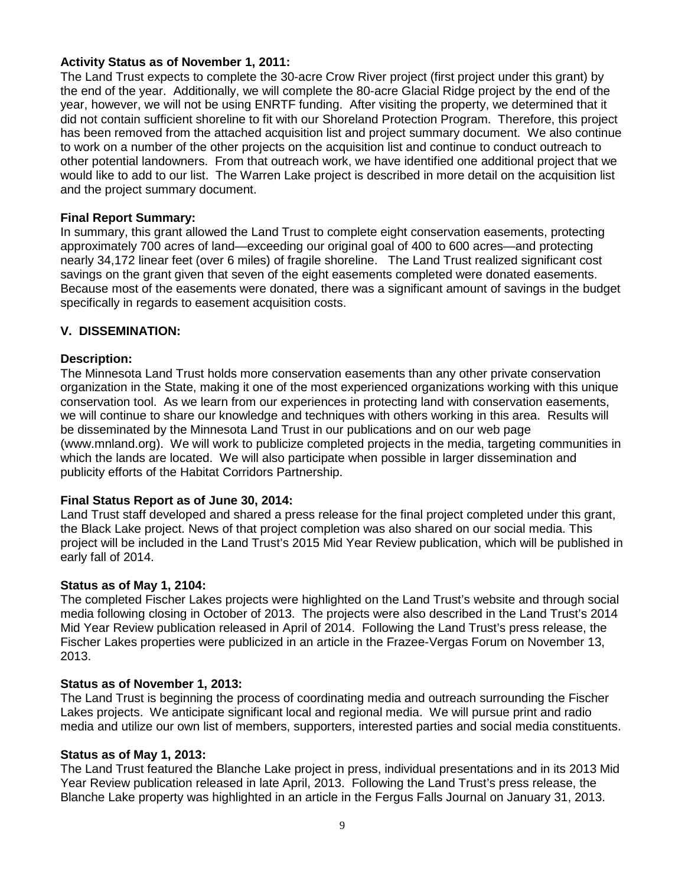**Activity Status as of November 1, 2011:**

The Land Trust expects to complete the 30-acre Crow River project (first project under this grant) by the end of the year. Additionally, we will complete the 80-acre Glacial Ridge project by the end of the year, however, we will not be using ENRTF funding. After visiting the property, we determined that it did not contain sufficient shoreline to fit with our Shoreland Protection Program. Therefore, this project has been removed from the attached acquisition list and project summary document. We also continue to work on a number of the other projects on the acquisition list and continue to conduct outreach to other potential landowners. From that outreach work, we have identified one additional project that we would like to add to our list. The Warren Lake project is described in more detail on the acquisition list and the project summary document.

**Final Report Summary:**

In summary, this grant allowed the Land Trust to complete eight conservation easements, protecting approximately 700 acres of land—exceeding our original goal of 400 to 600 acres—and protecting nearly 34,172 linear feet (over 6 miles) of fragile shoreline. The Land Trust realized significant cost savings on the grant given that seven of the eight easements completed were donated easements. Because most of the easements were donated, there was a significant amount of savings in the budget specifically in regards to easement acquisition costs.

## V. DISSEMINATION:

**Description:**

The Minnesota Land Trust holds more conservation easements than any other private conservation organization in the State, making it one of the most experienced organizations working with this unique conservation tool. As we learn from our experiences in protecting land with conservation easements, we will continue to share our knowledge and techniques with others working in this area. Results will be disseminated by the Minnesota Land Trust in our publications and on our web page (www.mnland.org). We will work to publicize completed projects in the media, targeting communities in which the lands are located. We will also participate when possible in larger dissemination and publicity efforts of the Habitat Corridors Partnership.

**Final Status Report as of June 30, 2014:**

Land Trust staff developed and shared a press release for the final project completed under this grant, the Black Lake project. News of that project completion was also shared on our social media. This project will be included in the Land Trust's 2015 Mid Year Review publication, which will be published in early fall of 2014.

**Status as of May 1, 2104:**

The completed Fischer Lakes projects were highlighted on the Land Trust's website and through social media following closing in October of 2013. The projects were also described in the Land Trust's 2014 Mid Year Review publication released in April of 2014. Following the Land Trust's press release, the Fischer Lakes properties were publicized in an article in the Frazee-Vergas Forum on November 13, 2013.

**Status as of November 1, 2013:**

The Land Trust is beginning the process of coordinating media and outreach surrounding the Fischer Lakes projects. We anticipate significant local and regional media. We will pursue print and radio media and utilize our own list of members, supporters, interested parties and social media constituents.

**Status as of May 1, 2013:**

The Land Trust featured the Blanche Lake project in press, individual presentations and in its 2013 Mid Year Review publication released in late April, 2013. Following the Land Trust's press release, the Blanche Lake property was highlighted in an article in the Fergus Falls Journal on January 31, 2013.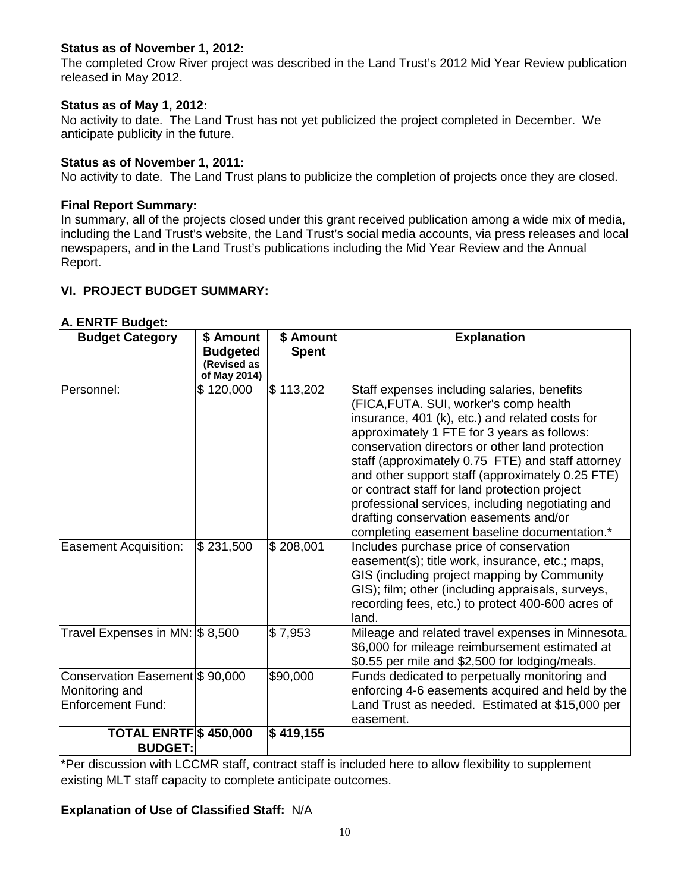**Status as of November 1, 2012:**
The completed Crow River project was described in the Land Trust's 2012 Mid Year Review publication released in May 2012.

**Status as of May 1, 2012:**
No activity to date. The Land Trust has not yet publicized the project completed in December. We anticipate publicity in the future.

**Status as of November 1, 2011:**
No activity to date. The Land Trust plans to publicize the completion of projects once they are closed.

**Final Report Summary:**
In summary, all of the projects closed under this grant received publication among a wide mix of media, including the Land Trust's website, the Land Trust's social media accounts, via press releases and local newspapers, and in the Land Trust's publications including the Mid Year Review and the Annual Report.

## VI. PROJECT BUDGET SUMMARY:

### A. ENRTF Budget:

| Budget Category | $ Amount Budgeted (Revised as of May 2014) | $ Amount Spent | Explanation |
|---|---|---|---|
| Personnel: | $ 120,000 | $ 113,202 | Staff expenses including salaries, benefits (FICA,FUTA. SUI, worker's comp health insurance, 401 (k), etc.) and related costs for approximately 1 FTE for 3 years as follows: conservation directors or other land protection staff (approximately 0.75 FTE) and staff attorney and other support staff (approximately 0.25 FTE) or contract staff for land protection project professional services, including negotiating and drafting conservation easements and/or completing easement baseline documentation.* |
| Easement Acquisition: | $ 231,500 | $ 208,001 | Includes purchase price of conservation easement(s); title work, insurance, etc.; maps, GIS (including project mapping by Community GIS); film; other (including appraisals, surveys, recording fees, etc.) to protect 400-600 acres of land. |
| Travel Expenses in MN: | $ 8,500 | $ 7,953 | Mileage and related travel expenses in Minnesota. $6,000 for mileage reimbursement estimated at $0.55 per mile and $2,500 for lodging/meals. |
| Conservation Easement Monitoring and Enforcement Fund: | $ 90,000 | $90,000 | Funds dedicated to perpetually monitoring and enforcing 4-6 easements acquired and held by the Land Trust as needed. Estimated at $15,000 per easement. |
| **TOTAL ENRTF BUDGET:** | **$ 450,000** | **$ 419,155** | |

*Per discussion with LCCMR staff, contract staff is included here to allow flexibility to supplement existing MLT staff capacity to complete anticipate outcomes.

**Explanation of Use of Classified Staff:** N/A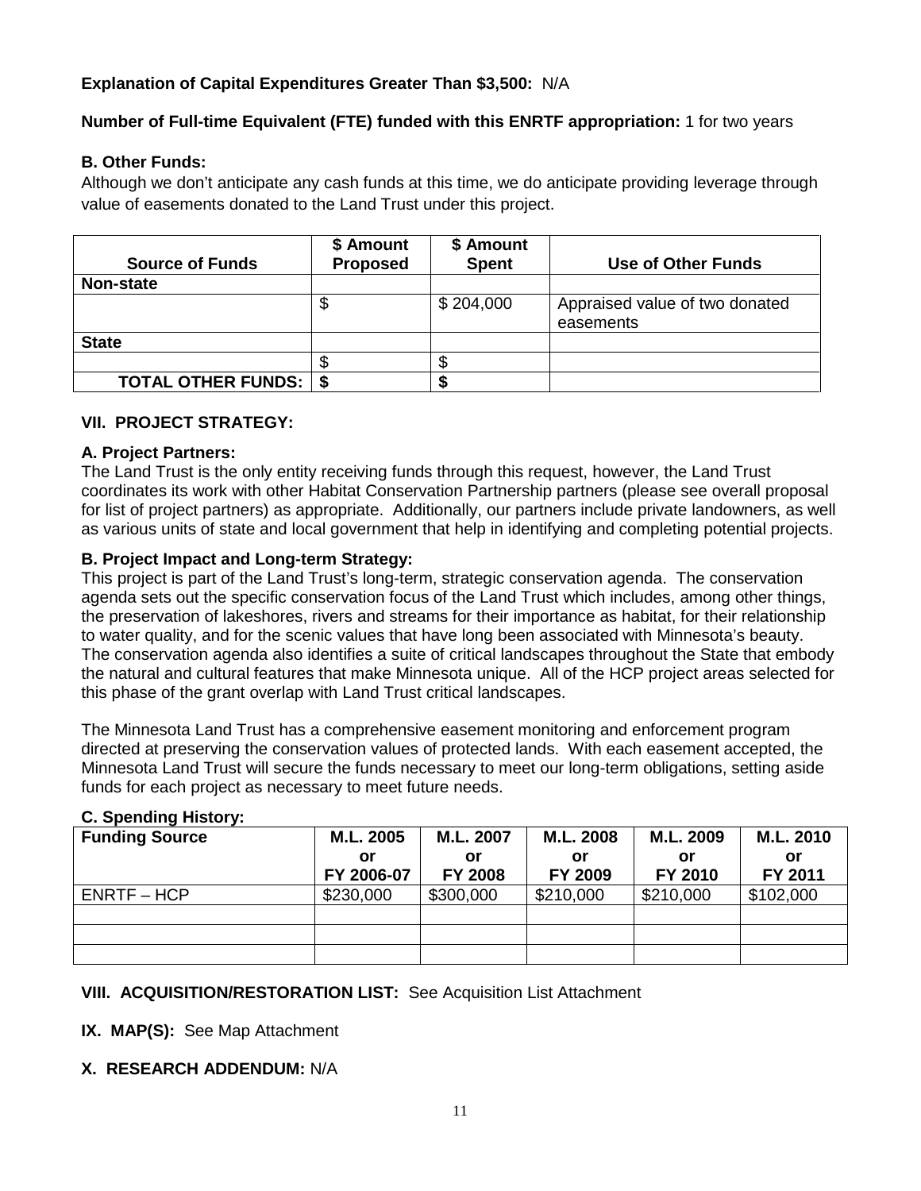**Explanation of Capital Expenditures Greater Than $3,500:** N/A

**Number of Full-time Equivalent (FTE) funded with this ENRTF appropriation:** 1 for two years

**B. Other Funds:**

Although we don't anticipate any cash funds at this time, we do anticipate providing leverage through value of easements donated to the Land Trust under this project.

| Source of Funds | $ Amount Proposed | $ Amount Spent | Use of Other Funds |
|---|---|---|---|
| **Non-state** | | | |
| | $ | $ 204,000 | Appraised value of two donated easements |
| **State** | | | |
| | $ | $ | |
| **TOTAL OTHER FUNDS:** | **$** | **$** | |

### VII. PROJECT STRATEGY:

**A. Project Partners:**

The Land Trust is the only entity receiving funds through this request, however, the Land Trust coordinates its work with other Habitat Conservation Partnership partners (please see overall proposal for list of project partners) as appropriate. Additionally, our partners include private landowners, as well as various units of state and local government that help in identifying and completing potential projects.

**B. Project Impact and Long-term Strategy:**

This project is part of the Land Trust's long-term, strategic conservation agenda. The conservation agenda sets out the specific conservation focus of the Land Trust which includes, among other things, the preservation of lakeshores, rivers and streams for their importance as habitat, for their relationship to water quality, and for the scenic values that have long been associated with Minnesota's beauty. The conservation agenda also identifies a suite of critical landscapes throughout the State that embody the natural and cultural features that make Minnesota unique. All of the HCP project areas selected for this phase of the grant overlap with Land Trust critical landscapes.

The Minnesota Land Trust has a comprehensive easement monitoring and enforcement program directed at preserving the conservation values of protected lands. With each easement accepted, the Minnesota Land Trust will secure the funds necessary to meet our long-term obligations, setting aside funds for each project as necessary to meet future needs.

**C. Spending History:**

| Funding Source | M.L. 2005 or FY 2006-07 | M.L. 2007 or FY 2008 | M.L. 2008 or FY 2009 | M.L. 2009 or FY 2010 | M.L. 2010 or FY 2011 |
|---|---|---|---|---|---|
| ENRTF – HCP | $230,000 | $300,000 | $210,000 | $210,000 | $102,000 |
| | | | | | |
| | | | | | |
| | | | | | |

**VIII. ACQUISITION/RESTORATION LIST:** See Acquisition List Attachment

**IX. MAP(S):** See Map Attachment

**X. RESEARCH ADDENDUM:** N/A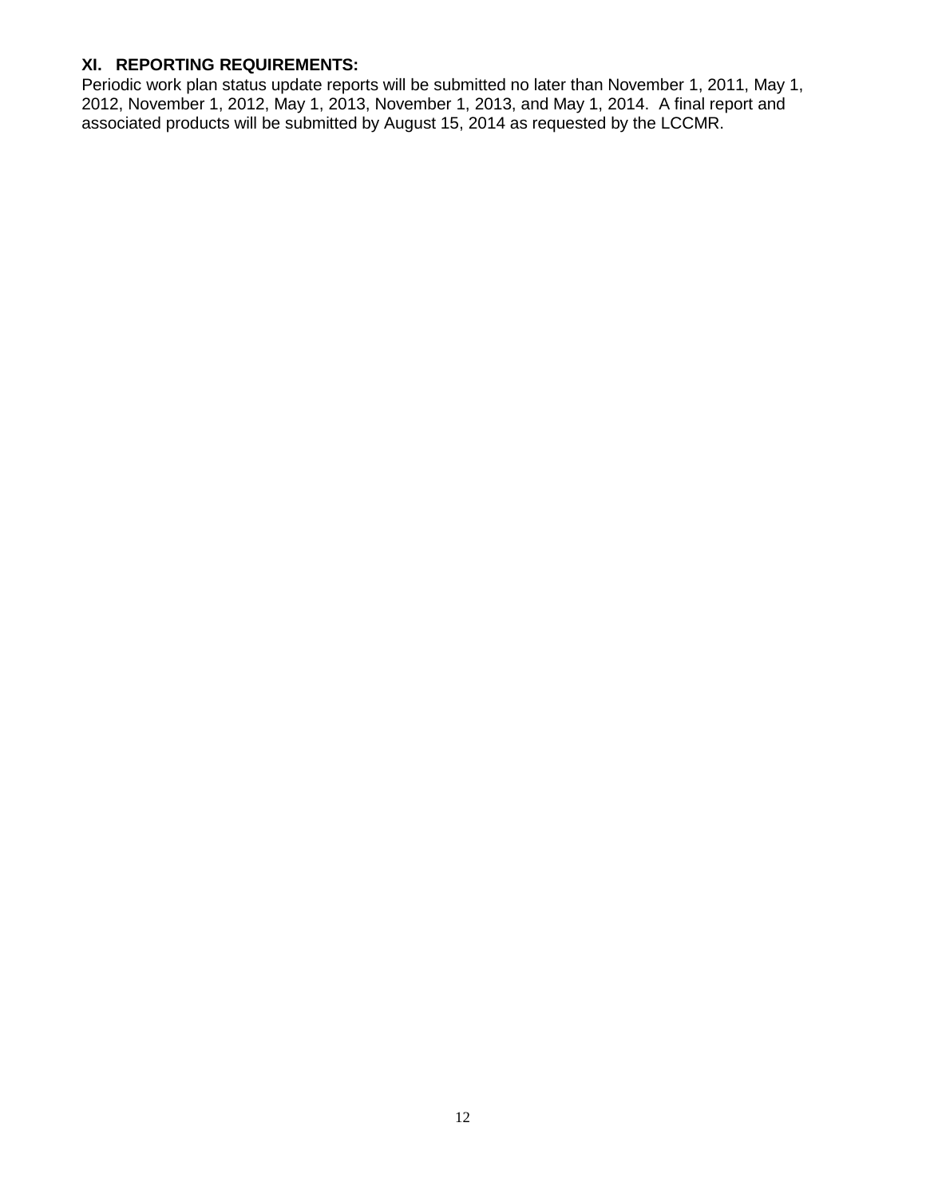## XI. REPORTING REQUIREMENTS:

Periodic work plan status update reports will be submitted no later than November 1, 2011, May 1, 2012, November 1, 2012, May 1, 2013, November 1, 2013, and May 1, 2014. A final report and associated products will be submitted by August 15, 2014 as requested by the LCCMR.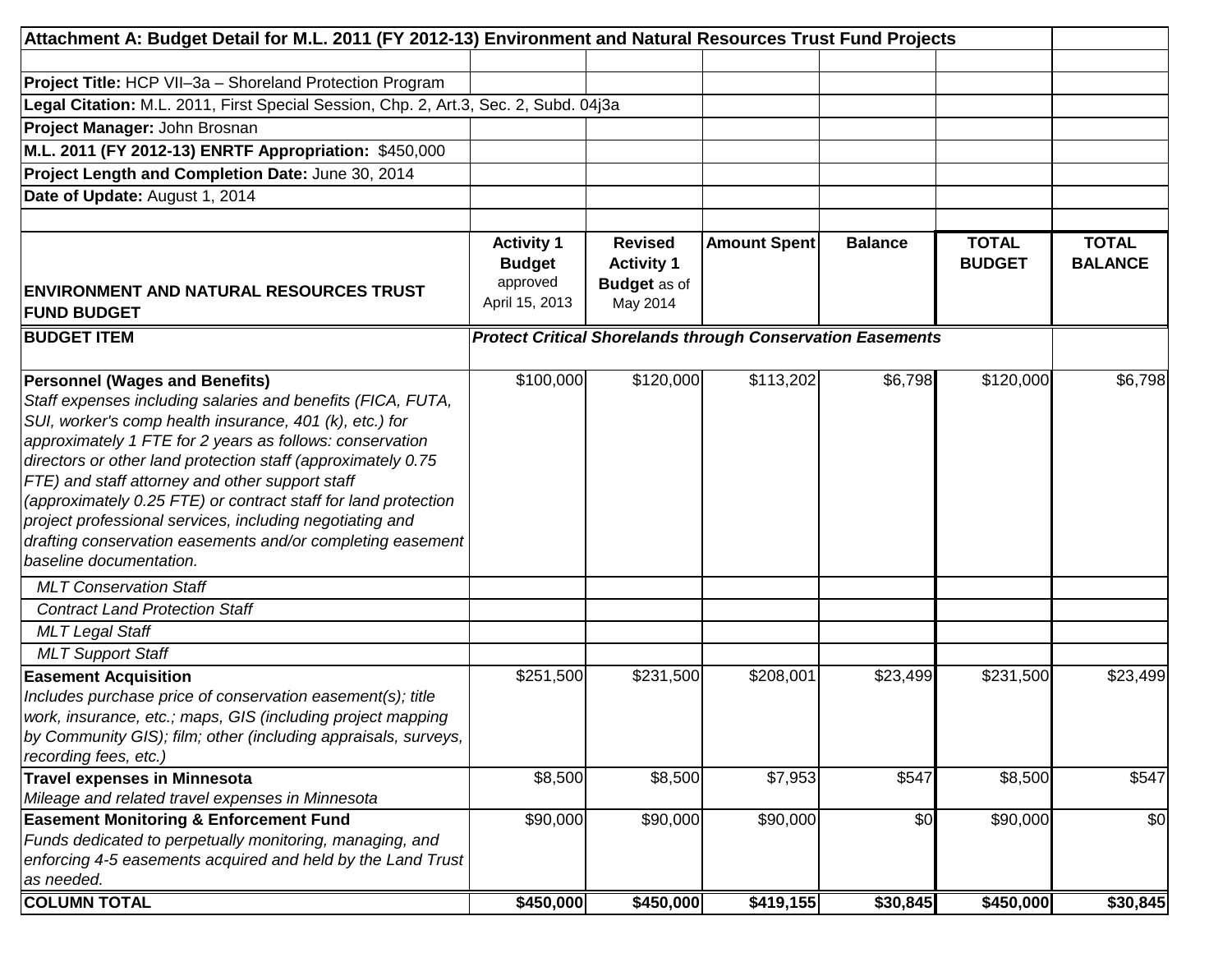**Attachment A: Budget Detail for M.L. 2011 (FY 2012-13) Environment and Natural Resources Trust Fund Projects**

**Project Title:** HCP VII–3a – Shoreland Protection Program
**Legal Citation:** M.L. 2011, First Special Session, Chp. 2, Art.3, Sec. 2, Subd. 04j3a
**Project Manager:** John Brosnan
**M.L. 2011 (FY 2012-13) ENRTF Appropriation:** $450,000
**Project Length and Completion Date:** June 30, 2014
**Date of Update:** August 1, 2014

| ENVIRONMENT AND NATURAL RESOURCES TRUST FUND BUDGET | Activity 1 Budget approved April 15, 2013 | Revised Activity 1 Budget as of May 2014 | Amount Spent | Balance | TOTAL BUDGET | TOTAL BALANCE |
|---|---|---|---|---|---|---|
| **BUDGET ITEM** | ***Protect Critical Shorelands through Conservation Easements*** | | | | | |
| **Personnel (Wages and Benefits)** *Staff expenses including salaries and benefits (FICA, FUTA, SUI, worker's comp health insurance, 401 (k), etc.) for approximately 1 FTE for 2 years as follows: conservation directors or other land protection staff (approximately 0.75 FTE) and staff attorney and other support staff (approximately 0.25 FTE) or contract staff for land protection project professional services, including negotiating and drafting conservation easements and/or completing easement baseline documentation.* | $100,000 | $120,000 | $113,202 | $6,798 | $120,000 | $6,798 |
| *MLT Conservation Staff* | | | | | | |
| *Contract Land Protection Staff* | | | | | | |
| *MLT Legal Staff* | | | | | | |
| *MLT Support Staff* | | | | | | |
| **Easement Acquisition** *Includes purchase price of conservation easement(s); title work, insurance, etc.; maps, GIS (including project mapping by Community GIS); film; other (including appraisals, surveys, recording fees, etc.)* | $251,500 | $231,500 | $208,001 | $23,499 | $231,500 | $23,499 |
| **Travel expenses in Minnesota** *Mileage and related travel expenses in Minnesota* | $8,500 | $8,500 | $7,953 | $547 | $8,500 | $547 |
| **Easement Monitoring & Enforcement Fund** *Funds dedicated to perpetually monitoring, managing, and enforcing 4-5 easements acquired and held by the Land Trust as needed.* | $90,000 | $90,000 | $90,000 | $0 | $90,000 | $0 |
| **COLUMN TOTAL** | **$450,000** | **$450,000** | **$419,155** | **$30,845** | **$450,000** | **$30,845** |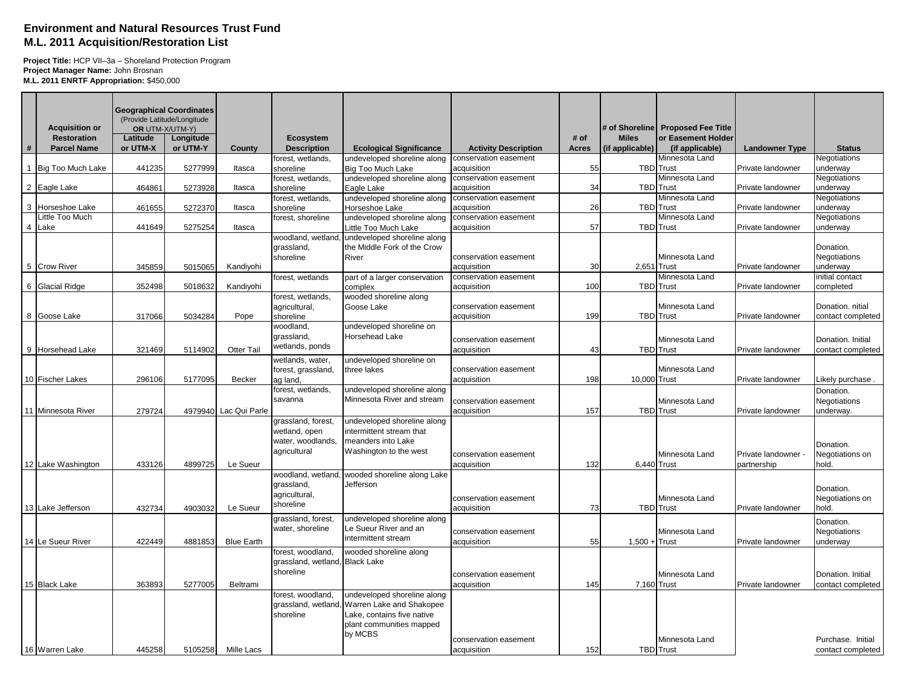**Environment and Natural Resources Trust Fund**
**M.L. 2011 Acquisition/Restoration List**

**Project Title:** HCP VII–3a – Shoreland Protection Program
**Project Manager Name:** John Brosnan
**M.L. 2011 ENRTF Appropriation:** $450,000

| # | Acquisition or Restoration Parcel Name | Geographical Coordinates (Provide Latitude/Longitude OR UTM-X/UTM-Y) Latitude or UTM-X | Longitude or UTM-Y | County | Ecosystem Description | Ecological Significance | Activity Description | # of Acres | # of Shoreline Miles (if applicable) | Proposed Fee Title or Easement Holder (if applicable) | Landowner Type | Status |
|---|---|---|---|---|---|---|---|---|---|---|---|---|
| 1 | Big Too Much Lake | 441235 | 5277999 | Itasca | forest, wetlands, shoreline | undeveloped shoreline along Big Too Much Lake | conservation easement acquisition | 55 | TBD | Minnesota Land Trust | Private landowner | Negotiations underway |
| 2 | Eagle Lake | 464861 | 5273928 | Itasca | forest, wetlands, shoreline | undeveloped shoreline along Eagle Lake | conservation easement acquisition | 34 | TBD | Minnesota Land Trust | Private landowner | Negotiations underway |
| 3 | Horseshoe Lake | 461655 | 5272370 | Itasca | forest, wetlands, shoreline | undeveloped shoreline along Horseshoe Lake | conservation easement acquisition | 26 | TBD | Minnesota Land Trust | Private landowner | Negotiations underway |
| 4 | Little Too Much Lake | 441649 | 5275254 | Itasca | forest, shoreline | undeveloped shoreline along Little Too Much Lake | conservation easement acquisition | 57 | TBD | Minnesota Land Trust | Private landowner | Negotiations underway |
| 5 | Crow River | 345859 | 5015065 | Kandiyohi | woodland, wetland, grassland, shoreline | undeveloped shoreline along the Middle Fork of the Crow River | conservation easement acquisition | 30 | 2,651 | Minnesota Land Trust | Private landowner | Donation. Negotiations underway |
| 6 | Glacial Ridge | 352498 | 5018632 | Kandiyohi | forest, wetlands | part of a larger conservation complex | conservation easement acquisition | 100 | TBD | Minnesota Land Trust | Private landowner | initial contact completed |
| 8 | Goose Lake | 317066 | 5034284 | Pope | forest, wetlands, agricultural, shoreline | wooded shoreline along Goose Lake | conservation easement acquisition | 199 | TBD | Minnesota Land Trust | Private landowner | Donation. nitial contact completed |
| 9 | Horsehead Lake | 321469 | 5114902 | Otter Tail | woodland, grassland, wetlands, ponds | undeveloped shoreline on Horsehead Lake | conservation easement acquisition | 43 | TBD | Minnesota Land Trust | Private landowner | Donation. Initial contact completed |
| 10 | Fischer Lakes | 296106 | 5177095 | Becker | wetlands, water, forest, grassland, ag land, | undeveloped shoreline on three lakes | conservation easement acquisition | 198 | 10,000 | Minnesota Land Trust | Private landowner | Likely purchase . |
| 11 | Minnesota River | 279724 | 4979940 | Lac Qui Parle | forest, wetlands, savanna | undeveloped shoreline along Minnesota River and stream | conservation easement acquisition | 157 | TBD | Minnesota Land Trust | Private landowner | Donation. Negotiations underway. |
| 12 | Lake Washington | 433126 | 4899725 | Le Sueur | grassland, forest, wetland, open water, woodlands, agricultural | undeveloped shoreline along intermittent stream that meanders into Lake Washington to the west | conservation easement acquisition | 132 | 6,440 | Minnesota Land Trust | Private landowner - partnership | Donation. Negotiations on hold. |
| 13 | Lake Jefferson | 432734 | 4903032 | Le Sueur | woodland, wetland, grassland, agricultural, shoreline | wooded shoreline along Lake Jefferson | conservation easement acquisition | 73 | TBD | Minnesota Land Trust | Private landowner | Donation. Negotiations on hold. |
| 14 | Le Sueur River | 422449 | 4881853 | Blue Earth | grassland, forest, water, shoreline | undeveloped shoreline along Le Sueur River and an intermittent stream | conservation easement acquisition | 55 | 1,500 + | Minnesota Land Trust | Private landowner | Donation. Negotiations underway |
| 15 | Black Lake | 363893 | 5277005 | Beltrami | forest, woodland, grassland, wetland, shoreline | wooded shoreline along Black Lake | conservation easement acquisition | 145 | 7,160 | Minnesota Land Trust | Private landowner | Donation. Initial contact completed |
| 16 | Warren Lake | 445258 | 5105258 | Mille Lacs | forest, woodland, grassland, wetland, shoreline | undeveloped shoreline along Warren Lake and Shakopee Lake, contains five native plant communities mapped by MCBS | conservation easement acquisition | 152 | TBD | Minnesota Land Trust | | Purchase. Initial contact completed |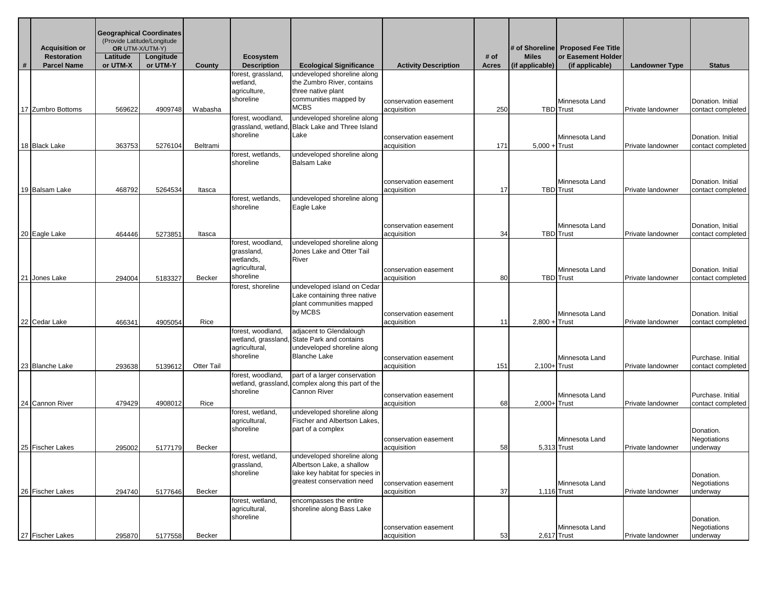| # | Acquisition or Restoration Parcel Name | Geographical Coordinates (Provide Latitude/Longitude OR UTM-X/UTM-Y) Latitude or UTM-X | Longitude or UTM-Y | County | Ecosystem Description | Ecological Significance | Activity Description | # of Acres | # of Shoreline Miles (if applicable) | Proposed Fee Title or Easement Holder (if applicable) | Landowner Type | Status |
|---|---|---|---|---|---|---|---|---|---|---|---|---|
| 17 | Zumbro Bottoms | 569622 | 4909748 | Wabasha | forest, grassland, wetland, agriculture, shoreline | undeveloped shoreline along the Zumbro River, contains three native plant communities mapped by MCBS | conservation easement acquisition | 250 | TBD | Minnesota Land Trust | Private landowner | Donation. Initial contact completed |
| 18 | Black Lake | 363753 | 5276104 | Beltrami | forest, woodland, grassland, wetland, shoreline | undeveloped shoreline along Black Lake and Three Island Lake | conservation easement acquisition | 171 | 5,000 + | Minnesota Land Trust | Private landowner | Donation. Initial contact completed |
| 19 | Balsam Lake | 468792 | 5264534 | Itasca | forest, wetlands, shoreline | undeveloped shoreline along Balsam Lake | conservation easement acquisition | 17 | TBD | Minnesota Land Trust | Private landowner | Donation. Initial contact completed |
| 20 | Eagle Lake | 464446 | 5273851 | Itasca | forest, wetlands, shoreline | undeveloped shoreline along Eagle Lake | conservation easement acquisition | 34 | TBD | Minnesota Land Trust | Private landowner | Donation, Initial contact completed |
| 21 | Jones Lake | 294004 | 5183327 | Becker | forest, woodland, grassland, wetlands, agricultural, shoreline | undeveloped shoreline along Jones Lake and Otter Tail River | conservation easement acquisition | 80 | TBD | Minnesota Land Trust | Private landowner | Donation. Initial contact completed |
| 22 | Cedar Lake | 466341 | 4905054 | Rice | forest, shoreline | undeveloped island on Cedar Lake containing three native plant communities mapped by MCBS | conservation easement acquisition | 11 | 2,800 + | Minnesota Land Trust | Private landowner | Donation. Initial contact completed |
| 23 | Blanche Lake | 293638 | 5139612 | Otter Tail | forest, woodland, wetland, grassland, agricultural, shoreline | adjacent to Glendalough State Park and contains undeveloped shoreline along Blanche Lake | conservation easement acquisition | 151 | 2,100+ | Minnesota Land Trust | Private landowner | Purchase. Initial contact completed |
| 24 | Cannon River | 479429 | 4908012 | Rice | forest, woodland, wetland, grassland, shoreline | part of a larger conservation complex along this part of the Cannon River | conservation easement acquisition | 68 | 2,000+ | Minnesota Land Trust | Private landowner | Purchase. Initial contact completed |
| 25 | Fischer Lakes | 295002 | 5177179 | Becker | forest, wetland, agricultural, shoreline | undeveloped shoreline along Fischer and Albertson Lakes, part of a complex | conservation easement acquisition | 58 | 5,313 | Minnesota Land Trust | Private landowner | Donation. Negotiations underway |
| 26 | Fischer Lakes | 294740 | 5177646 | Becker | forest, wetland, grassland, shoreline | undeveloped shoreline along Albertson Lake, a shallow lake key habitat for species in greatest conservation need | conservation easement acquisition | 37 | 1,116 | Minnesota Land Trust | Private landowner | Donation. Negotiations underway |
| 27 | Fischer Lakes | 295870 | 5177558 | Becker | forest, wetland, agricultural, shoreline | encompasses the entire shoreline along Bass Lake | conservation easement acquisition | 53 | 2,617 | Minnesota Land Trust | Private landowner | Donation. Negotiations underway |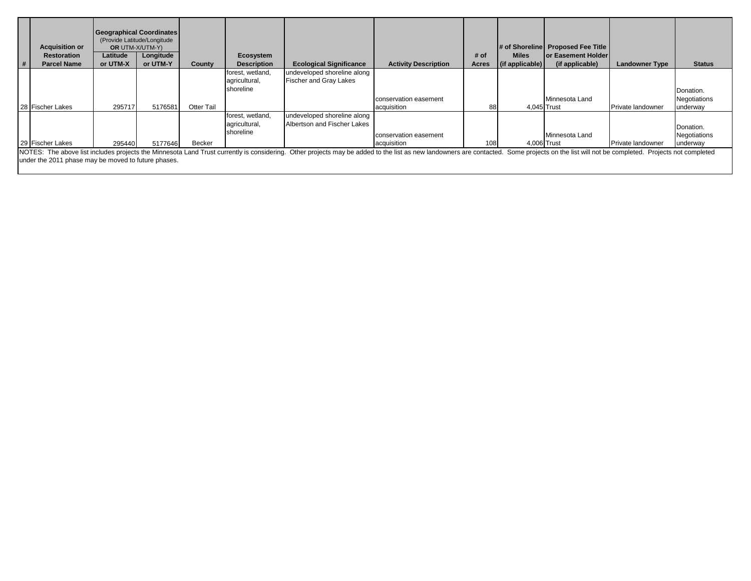| # | Acquisition or Restoration Parcel Name | Geographical Coordinates (Provide Latitude/Longitude OR UTM-X/UTM-Y) Latitude or UTM-X | Longitude or UTM-Y | County | Ecosystem Description | Ecological Significance | Activity Description | # of Acres | # of Shoreline Miles (if applicable) | Proposed Fee Title or Easement Holder (if applicable) | Landowner Type | Status |
|---|---|---|---|---|---|---|---|---|---|---|---|---|
| 28 | Fischer Lakes | 295717 | 5176581 | Otter Tail | forest, wetland, agricultural, shoreline | undeveloped shoreline along Fischer and Gray Lakes | conservation easement acquisition | 88 | 4,045 | Minnesota Land Trust | Private landowner | Donation. Negotiations underway |
| 29 | Fischer Lakes | 295440 | 5177646 | Becker | forest, wetland, agricultural, shoreline | undeveloped shoreline along Albertson and Fischer Lakes | conservation easement acquisition | 108 | 4,006 | Minnesota Land Trust | Private landowner | Donation. Negotiations underway |

NOTES: The above list includes projects the Minnesota Land Trust currently is considering. Other projects may be added to the list as new landowners are contacted. Some projects on the list will not be completed. Projects not completed under the 2011 phase may be moved to future phases.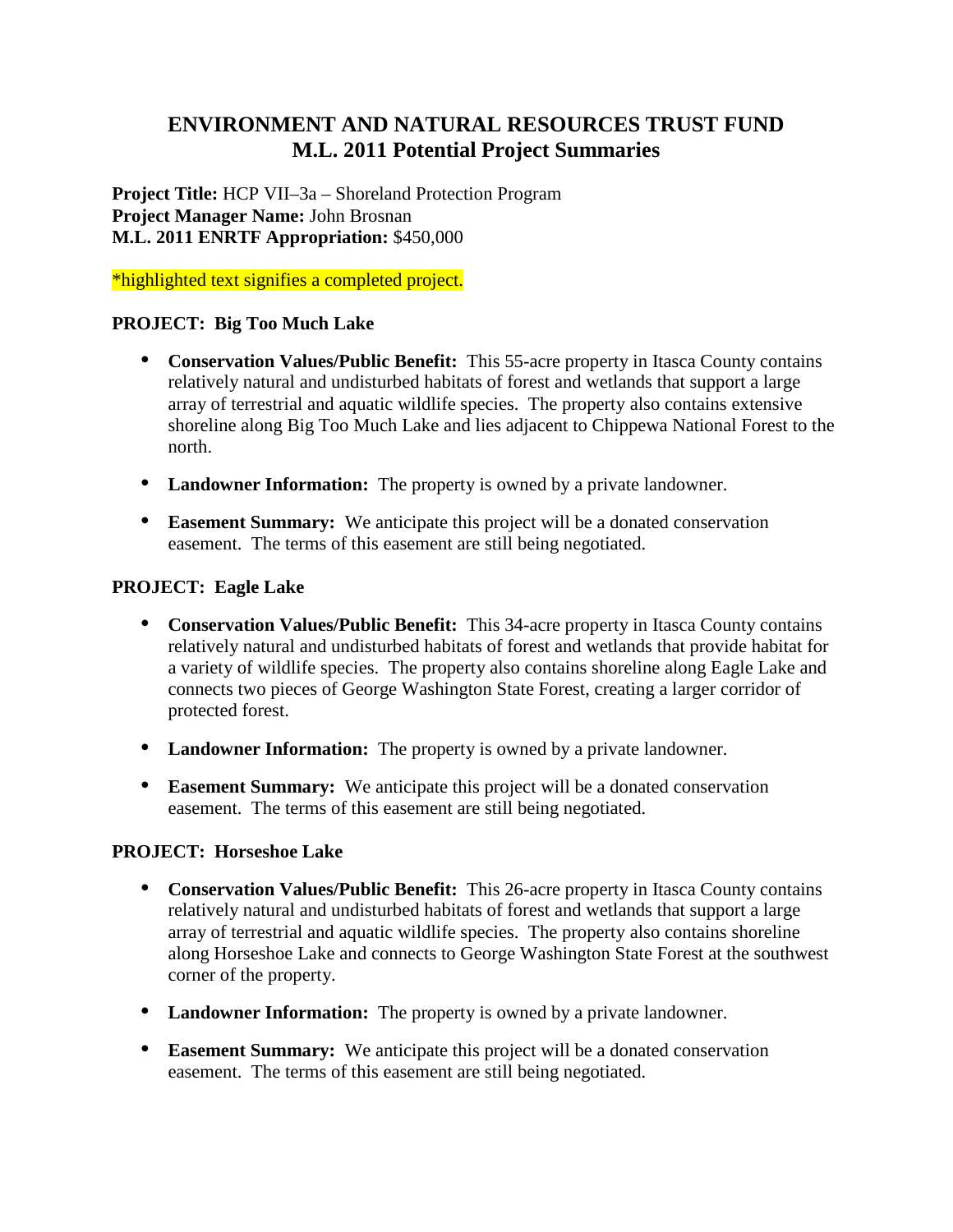# ENVIRONMENT AND NATURAL RESOURCES TRUST FUND
# M.L. 2011 Potential Project Summaries

**Project Title:** HCP VII–3a – Shoreland Protection Program
**Project Manager Name:** John Brosnan
**M.L. 2011 ENRTF Appropriation:** $450,000

*highlighted text signifies a completed project.

### PROJECT: Big Too Much Lake

- **Conservation Values/Public Benefit:** This 55-acre property in Itasca County contains relatively natural and undisturbed habitats of forest and wetlands that support a large array of terrestrial and aquatic wildlife species. The property also contains extensive shoreline along Big Too Much Lake and lies adjacent to Chippewa National Forest to the north.
- **Landowner Information:** The property is owned by a private landowner.
- **Easement Summary:** We anticipate this project will be a donated conservation easement. The terms of this easement are still being negotiated.

### PROJECT: Eagle Lake

- **Conservation Values/Public Benefit:** This 34-acre property in Itasca County contains relatively natural and undisturbed habitats of forest and wetlands that provide habitat for a variety of wildlife species. The property also contains shoreline along Eagle Lake and connects two pieces of George Washington State Forest, creating a larger corridor of protected forest.
- **Landowner Information:** The property is owned by a private landowner.
- **Easement Summary:** We anticipate this project will be a donated conservation easement. The terms of this easement are still being negotiated.

### PROJECT: Horseshoe Lake

- **Conservation Values/Public Benefit:** This 26-acre property in Itasca County contains relatively natural and undisturbed habitats of forest and wetlands that support a large array of terrestrial and aquatic wildlife species. The property also contains shoreline along Horseshoe Lake and connects to George Washington State Forest at the southwest corner of the property.
- **Landowner Information:** The property is owned by a private landowner.
- **Easement Summary:** We anticipate this project will be a donated conservation easement. The terms of this easement are still being negotiated.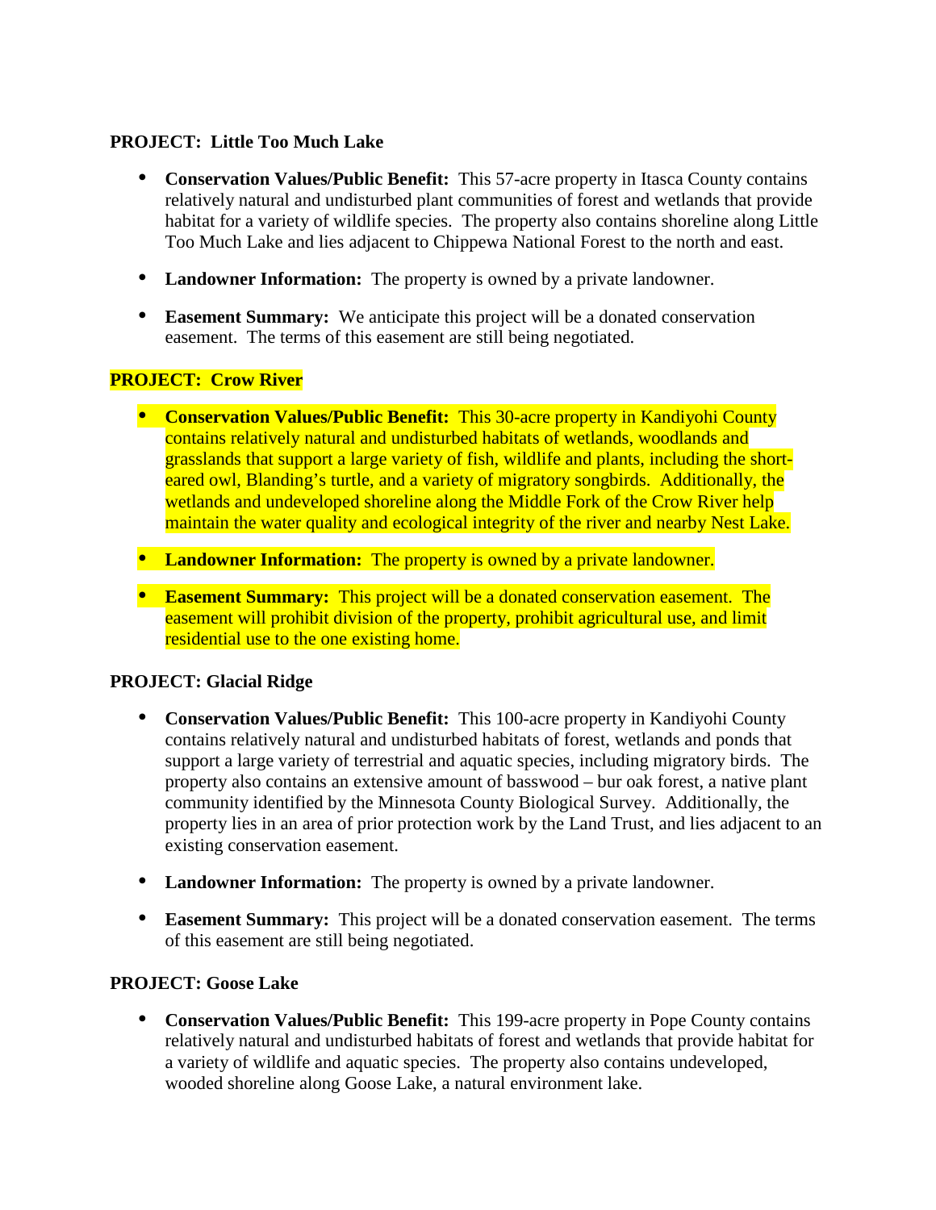**PROJECT: Little Too Much Lake**

- **Conservation Values/Public Benefit:** This 57-acre property in Itasca County contains relatively natural and undisturbed plant communities of forest and wetlands that provide habitat for a variety of wildlife species. The property also contains shoreline along Little Too Much Lake and lies adjacent to Chippewa National Forest to the north and east.
- **Landowner Information:** The property is owned by a private landowner.
- **Easement Summary:** We anticipate this project will be a donated conservation easement. The terms of this easement are still being negotiated.

**PROJECT: Crow River**

- **Conservation Values/Public Benefit:** This 30-acre property in Kandiyohi County contains relatively natural and undisturbed habitats of wetlands, woodlands and grasslands that support a large variety of fish, wildlife and plants, including the short-eared owl, Blanding's turtle, and a variety of migratory songbirds. Additionally, the wetlands and undeveloped shoreline along the Middle Fork of the Crow River help maintain the water quality and ecological integrity of the river and nearby Nest Lake.
- **Landowner Information:** The property is owned by a private landowner.
- **Easement Summary:** This project will be a donated conservation easement. The easement will prohibit division of the property, prohibit agricultural use, and limit residential use to the one existing home.

**PROJECT: Glacial Ridge**

- **Conservation Values/Public Benefit:** This 100-acre property in Kandiyohi County contains relatively natural and undisturbed habitats of forest, wetlands and ponds that support a large variety of terrestrial and aquatic species, including migratory birds. The property also contains an extensive amount of basswood – bur oak forest, a native plant community identified by the Minnesota County Biological Survey. Additionally, the property lies in an area of prior protection work by the Land Trust, and lies adjacent to an existing conservation easement.
- **Landowner Information:** The property is owned by a private landowner.
- **Easement Summary:** This project will be a donated conservation easement. The terms of this easement are still being negotiated.

**PROJECT: Goose Lake**

- **Conservation Values/Public Benefit:** This 199-acre property in Pope County contains relatively natural and undisturbed habitats of forest and wetlands that provide habitat for a variety of wildlife and aquatic species. The property also contains undeveloped, wooded shoreline along Goose Lake, a natural environment lake.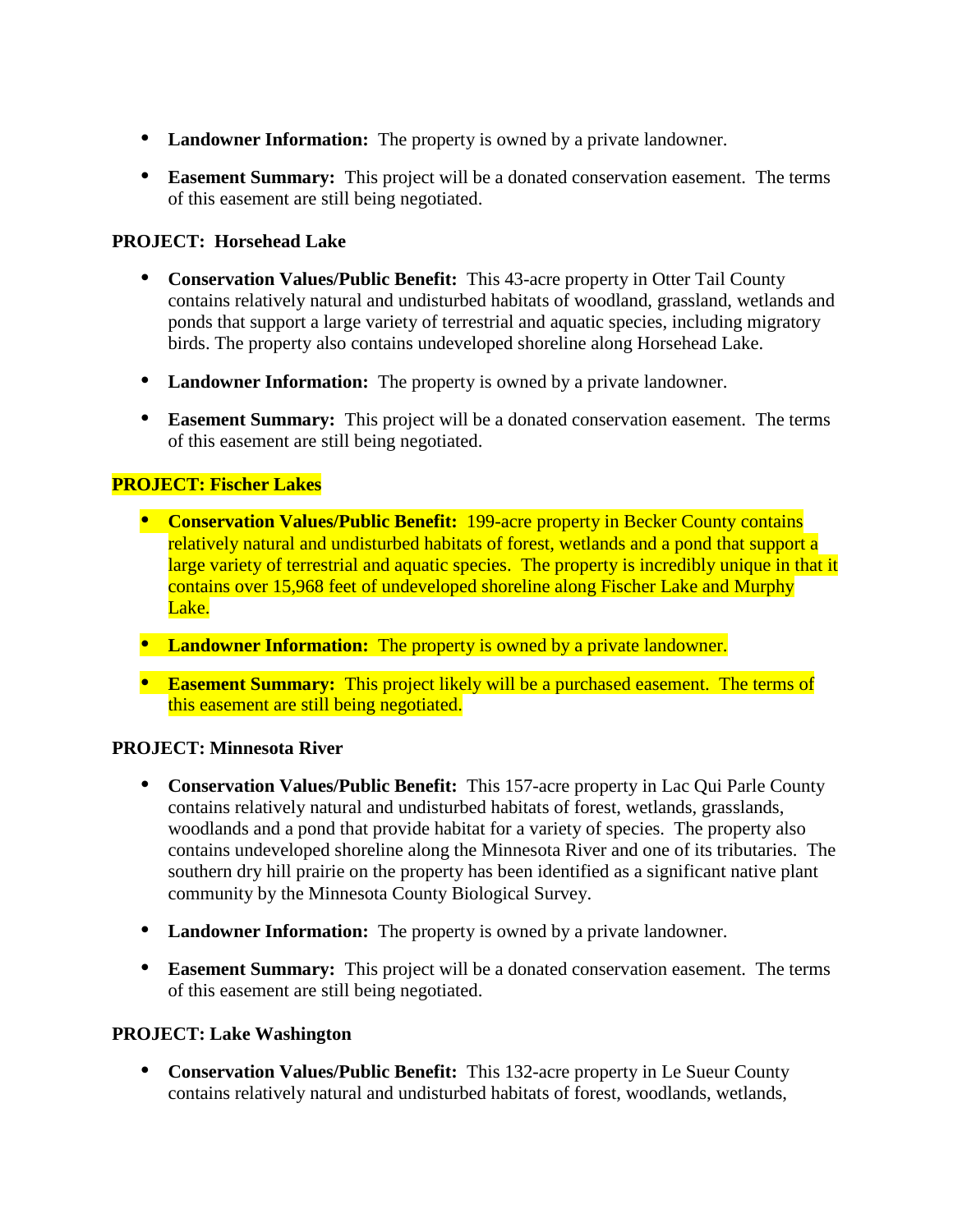- **Landowner Information:** The property is owned by a private landowner.
- **Easement Summary:** This project will be a donated conservation easement. The terms of this easement are still being negotiated.

**PROJECT: Horsehead Lake**

- **Conservation Values/Public Benefit:** This 43-acre property in Otter Tail County contains relatively natural and undisturbed habitats of woodland, grassland, wetlands and ponds that support a large variety of terrestrial and aquatic species, including migratory birds. The property also contains undeveloped shoreline along Horsehead Lake.
- **Landowner Information:** The property is owned by a private landowner.
- **Easement Summary:** This project will be a donated conservation easement. The terms of this easement are still being negotiated.

**PROJECT: Fischer Lakes**

- **Conservation Values/Public Benefit:** 199-acre property in Becker County contains relatively natural and undisturbed habitats of forest, wetlands and a pond that support a large variety of terrestrial and aquatic species. The property is incredibly unique in that it contains over 15,968 feet of undeveloped shoreline along Fischer Lake and Murphy Lake.
- **Landowner Information:** The property is owned by a private landowner.
- **Easement Summary:** This project likely will be a purchased easement. The terms of this easement are still being negotiated.

**PROJECT: Minnesota River**

- **Conservation Values/Public Benefit:** This 157-acre property in Lac Qui Parle County contains relatively natural and undisturbed habitats of forest, wetlands, grasslands, woodlands and a pond that provide habitat for a variety of species. The property also contains undeveloped shoreline along the Minnesota River and one of its tributaries. The southern dry hill prairie on the property has been identified as a significant native plant community by the Minnesota County Biological Survey.
- **Landowner Information:** The property is owned by a private landowner.
- **Easement Summary:** This project will be a donated conservation easement. The terms of this easement are still being negotiated.

**PROJECT: Lake Washington**

- **Conservation Values/Public Benefit:** This 132-acre property in Le Sueur County contains relatively natural and undisturbed habitats of forest, woodlands, wetlands,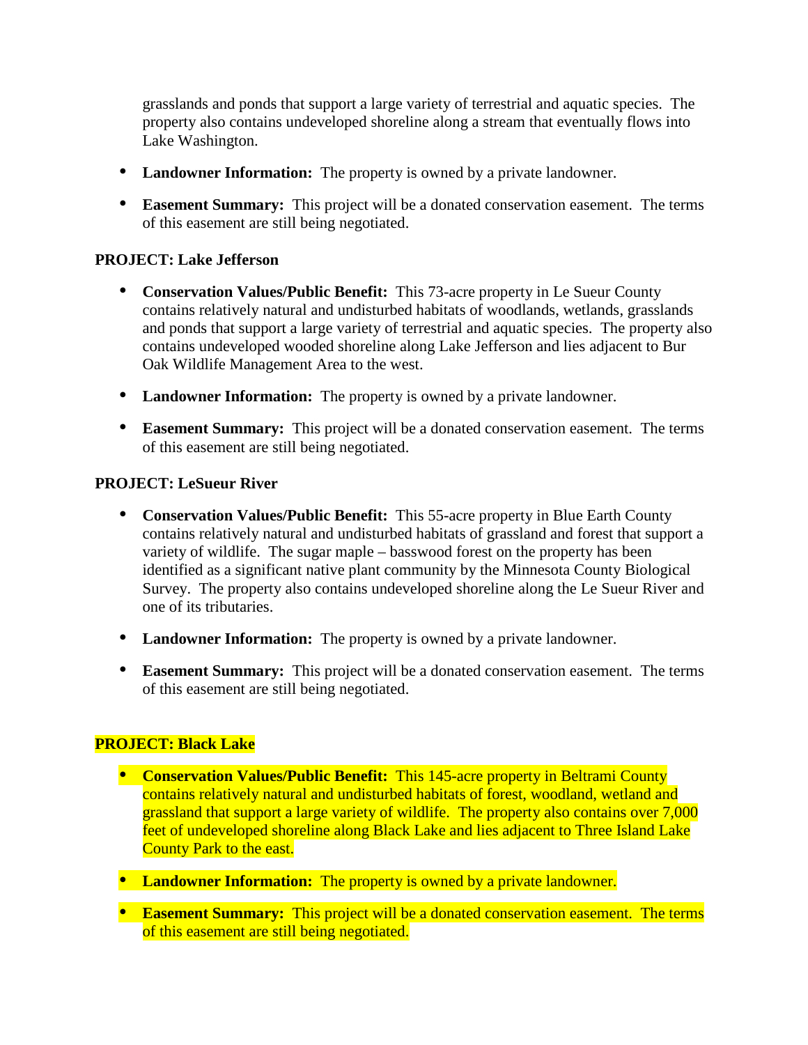grasslands and ponds that support a large variety of terrestrial and aquatic species. The property also contains undeveloped shoreline along a stream that eventually flows into Lake Washington.

- **Landowner Information:** The property is owned by a private landowner.
- **Easement Summary:** This project will be a donated conservation easement. The terms of this easement are still being negotiated.

**PROJECT: Lake Jefferson**

- **Conservation Values/Public Benefit:** This 73-acre property in Le Sueur County contains relatively natural and undisturbed habitats of woodlands, wetlands, grasslands and ponds that support a large variety of terrestrial and aquatic species. The property also contains undeveloped wooded shoreline along Lake Jefferson and lies adjacent to Bur Oak Wildlife Management Area to the west.
- **Landowner Information:** The property is owned by a private landowner.
- **Easement Summary:** This project will be a donated conservation easement. The terms of this easement are still being negotiated.

**PROJECT: LeSueur River**

- **Conservation Values/Public Benefit:** This 55-acre property in Blue Earth County contains relatively natural and undisturbed habitats of grassland and forest that support a variety of wildlife. The sugar maple – basswood forest on the property has been identified as a significant native plant community by the Minnesota County Biological Survey. The property also contains undeveloped shoreline along the Le Sueur River and one of its tributaries.
- **Landowner Information:** The property is owned by a private landowner.
- **Easement Summary:** This project will be a donated conservation easement. The terms of this easement are still being negotiated.

**PROJECT: Black Lake**

- **Conservation Values/Public Benefit:** This 145-acre property in Beltrami County contains relatively natural and undisturbed habitats of forest, woodland, wetland and grassland that support a large variety of wildlife. The property also contains over 7,000 feet of undeveloped shoreline along Black Lake and lies adjacent to Three Island Lake County Park to the east.
- **Landowner Information:** The property is owned by a private landowner.
- **Easement Summary:** This project will be a donated conservation easement. The terms of this easement are still being negotiated.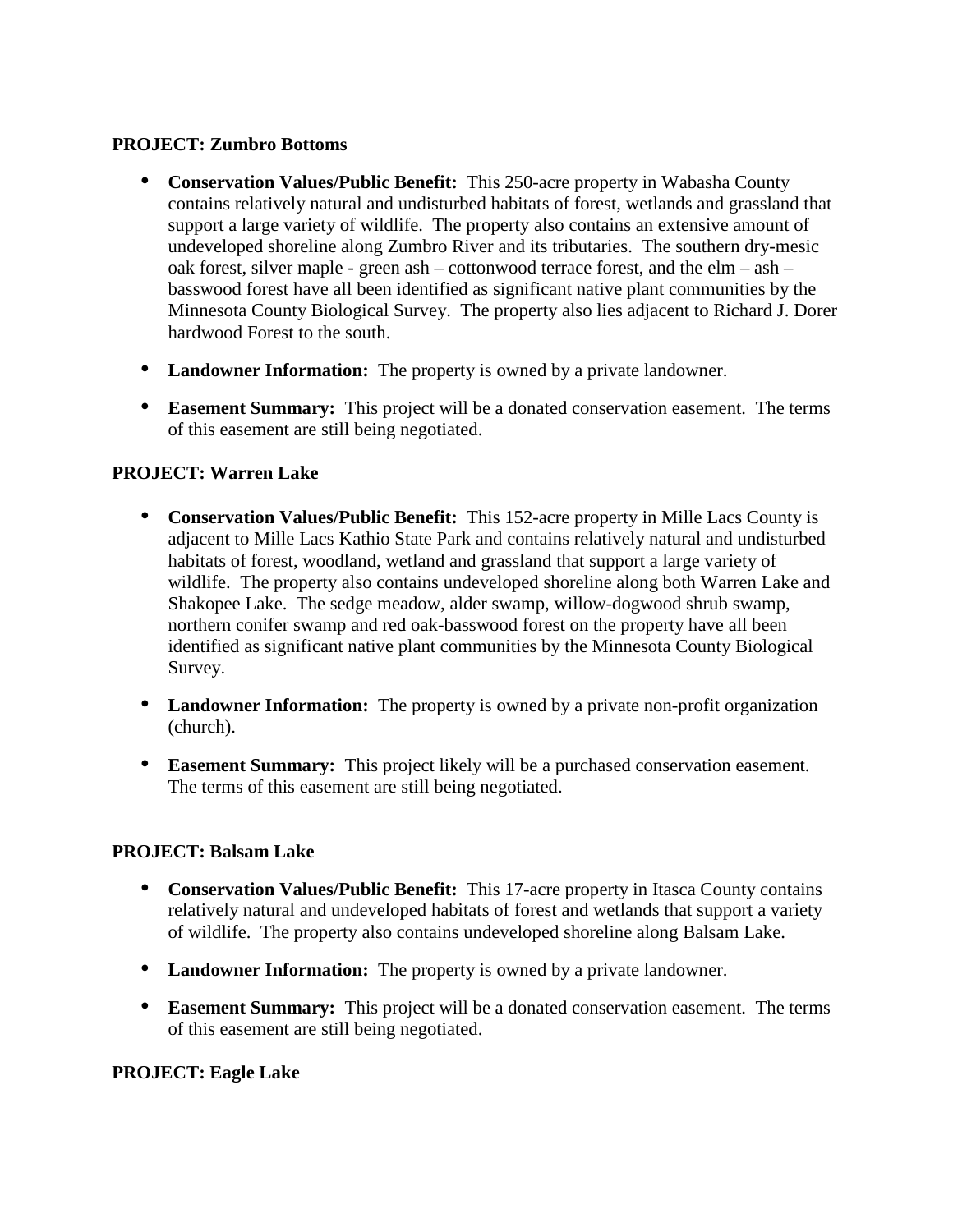**PROJECT: Zumbro Bottoms**

- **Conservation Values/Public Benefit:** This 250-acre property in Wabasha County contains relatively natural and undisturbed habitats of forest, wetlands and grassland that support a large variety of wildlife. The property also contains an extensive amount of undeveloped shoreline along Zumbro River and its tributaries. The southern dry-mesic oak forest, silver maple - green ash – cottonwood terrace forest, and the elm – ash – basswood forest have all been identified as significant native plant communities by the Minnesota County Biological Survey. The property also lies adjacent to Richard J. Dorer hardwood Forest to the south.
- **Landowner Information:** The property is owned by a private landowner.
- **Easement Summary:** This project will be a donated conservation easement. The terms of this easement are still being negotiated.

**PROJECT: Warren Lake**

- **Conservation Values/Public Benefit:** This 152-acre property in Mille Lacs County is adjacent to Mille Lacs Kathio State Park and contains relatively natural and undisturbed habitats of forest, woodland, wetland and grassland that support a large variety of wildlife. The property also contains undeveloped shoreline along both Warren Lake and Shakopee Lake. The sedge meadow, alder swamp, willow-dogwood shrub swamp, northern conifer swamp and red oak-basswood forest on the property have all been identified as significant native plant communities by the Minnesota County Biological Survey.
- **Landowner Information:** The property is owned by a private non-profit organization (church).
- **Easement Summary:** This project likely will be a purchased conservation easement. The terms of this easement are still being negotiated.

**PROJECT: Balsam Lake**

- **Conservation Values/Public Benefit:** This 17-acre property in Itasca County contains relatively natural and undeveloped habitats of forest and wetlands that support a variety of wildlife. The property also contains undeveloped shoreline along Balsam Lake.
- **Landowner Information:** The property is owned by a private landowner.
- **Easement Summary:** This project will be a donated conservation easement. The terms of this easement are still being negotiated.

**PROJECT: Eagle Lake**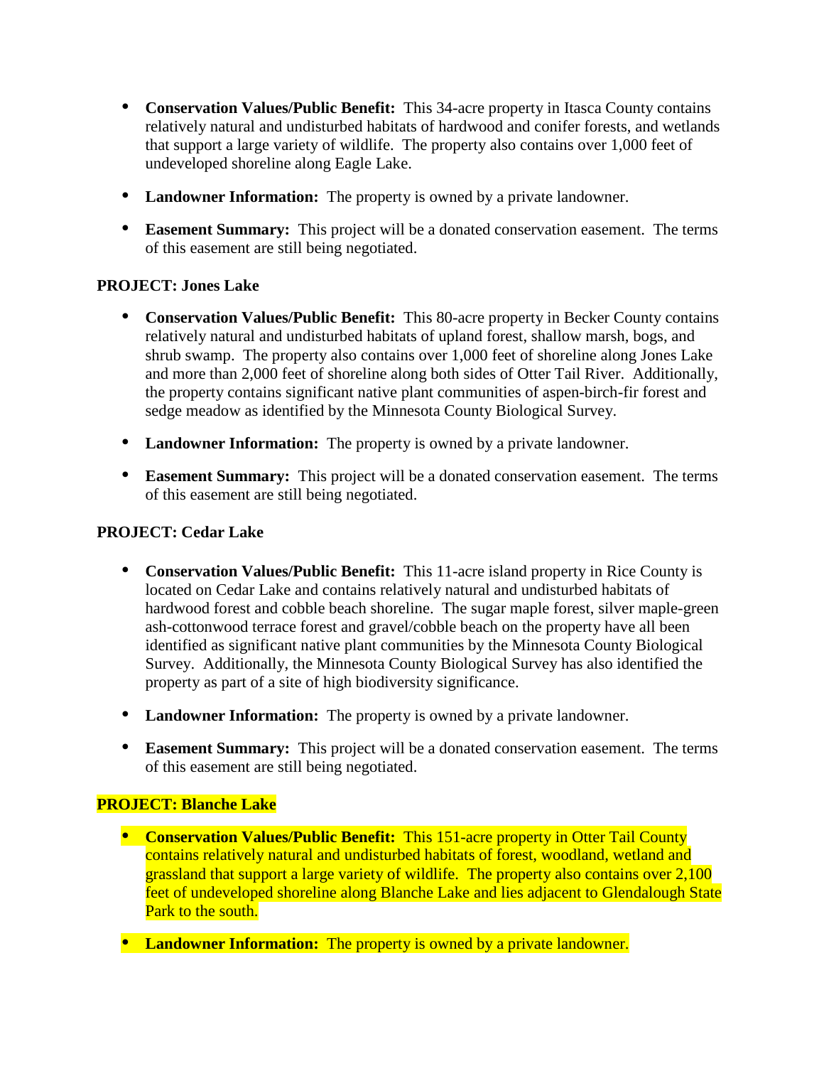- **Conservation Values/Public Benefit:** This 34-acre property in Itasca County contains relatively natural and undisturbed habitats of hardwood and conifer forests, and wetlands that support a large variety of wildlife. The property also contains over 1,000 feet of undeveloped shoreline along Eagle Lake.

- **Landowner Information:** The property is owned by a private landowner.

- **Easement Summary:** This project will be a donated conservation easement. The terms of this easement are still being negotiated.

**PROJECT: Jones Lake**

- **Conservation Values/Public Benefit:** This 80-acre property in Becker County contains relatively natural and undisturbed habitats of upland forest, shallow marsh, bogs, and shrub swamp. The property also contains over 1,000 feet of shoreline along Jones Lake and more than 2,000 feet of shoreline along both sides of Otter Tail River. Additionally, the property contains significant native plant communities of aspen-birch-fir forest and sedge meadow as identified by the Minnesota County Biological Survey.

- **Landowner Information:** The property is owned by a private landowner.

- **Easement Summary:** This project will be a donated conservation easement. The terms of this easement are still being negotiated.

**PROJECT: Cedar Lake**

- **Conservation Values/Public Benefit:** This 11-acre island property in Rice County is located on Cedar Lake and contains relatively natural and undisturbed habitats of hardwood forest and cobble beach shoreline. The sugar maple forest, silver maple-green ash-cottonwood terrace forest and gravel/cobble beach on the property have all been identified as significant native plant communities by the Minnesota County Biological Survey. Additionally, the Minnesota County Biological Survey has also identified the property as part of a site of high biodiversity significance.

- **Landowner Information:** The property is owned by a private landowner.

- **Easement Summary:** This project will be a donated conservation easement. The terms of this easement are still being negotiated.

**PROJECT: Blanche Lake**

- **Conservation Values/Public Benefit:** This 151-acre property in Otter Tail County contains relatively natural and undisturbed habitats of forest, woodland, wetland and grassland that support a large variety of wildlife. The property also contains over 2,100 feet of undeveloped shoreline along Blanche Lake and lies adjacent to Glendalough State Park to the south.

- **Landowner Information:** The property is owned by a private landowner.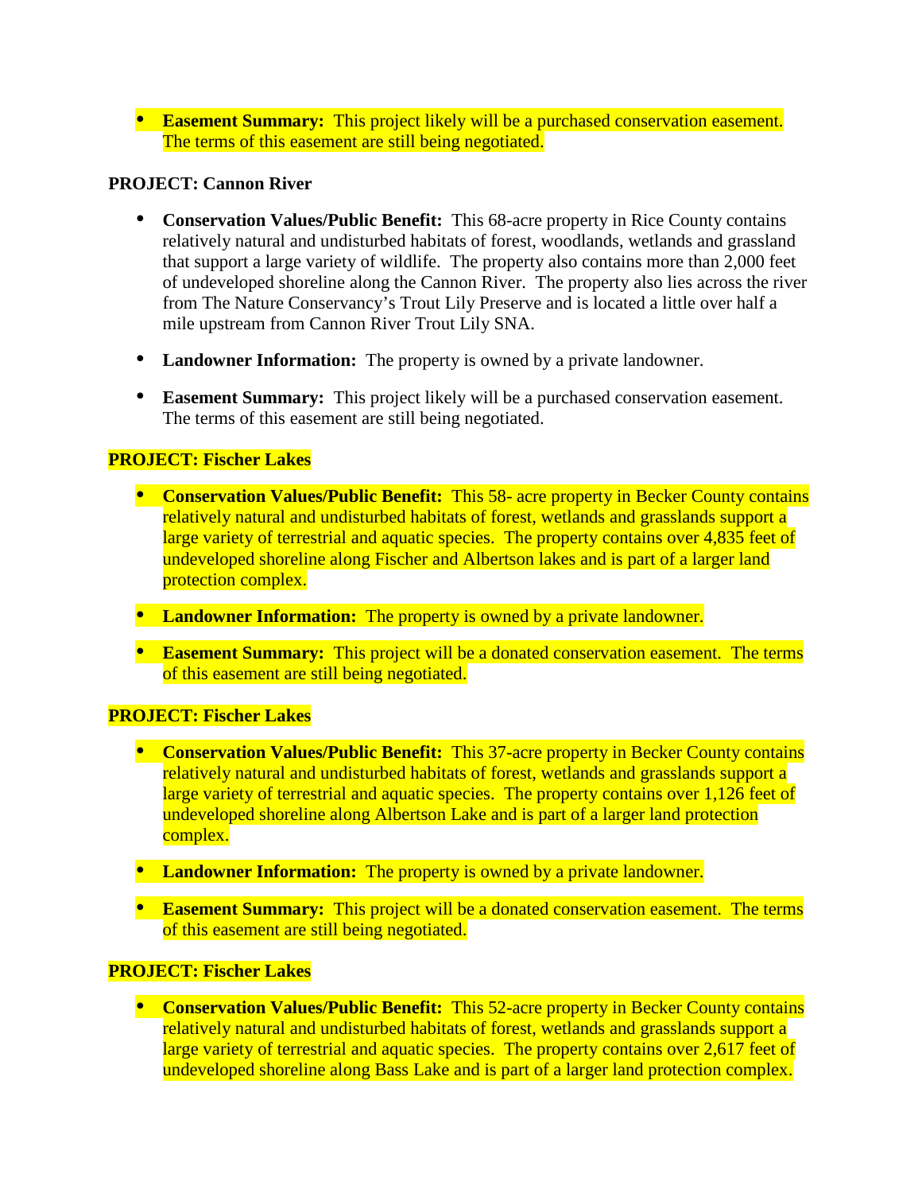- **Easement Summary:** This project likely will be a purchased conservation easement. The terms of this easement are still being negotiated.

**PROJECT: Cannon River**

- **Conservation Values/Public Benefit:** This 68-acre property in Rice County contains relatively natural and undisturbed habitats of forest, woodlands, wetlands and grassland that support a large variety of wildlife. The property also contains more than 2,000 feet of undeveloped shoreline along the Cannon River. The property also lies across the river from The Nature Conservancy's Trout Lily Preserve and is located a little over half a mile upstream from Cannon River Trout Lily SNA.

- **Landowner Information:** The property is owned by a private landowner.

- **Easement Summary:** This project likely will be a purchased conservation easement. The terms of this easement are still being negotiated.

**PROJECT: Fischer Lakes**

- **Conservation Values/Public Benefit:** This 58- acre property in Becker County contains relatively natural and undisturbed habitats of forest, wetlands and grasslands support a large variety of terrestrial and aquatic species. The property contains over 4,835 feet of undeveloped shoreline along Fischer and Albertson lakes and is part of a larger land protection complex.

- **Landowner Information:** The property is owned by a private landowner.

- **Easement Summary:** This project will be a donated conservation easement. The terms of this easement are still being negotiated.

**PROJECT: Fischer Lakes**

- **Conservation Values/Public Benefit:** This 37-acre property in Becker County contains relatively natural and undisturbed habitats of forest, wetlands and grasslands support a large variety of terrestrial and aquatic species. The property contains over 1,126 feet of undeveloped shoreline along Albertson Lake and is part of a larger land protection complex.

- **Landowner Information:** The property is owned by a private landowner.

- **Easement Summary:** This project will be a donated conservation easement. The terms of this easement are still being negotiated.

**PROJECT: Fischer Lakes**

- **Conservation Values/Public Benefit:** This 52-acre property in Becker County contains relatively natural and undisturbed habitats of forest, wetlands and grasslands support a large variety of terrestrial and aquatic species. The property contains over 2,617 feet of undeveloped shoreline along Bass Lake and is part of a larger land protection complex.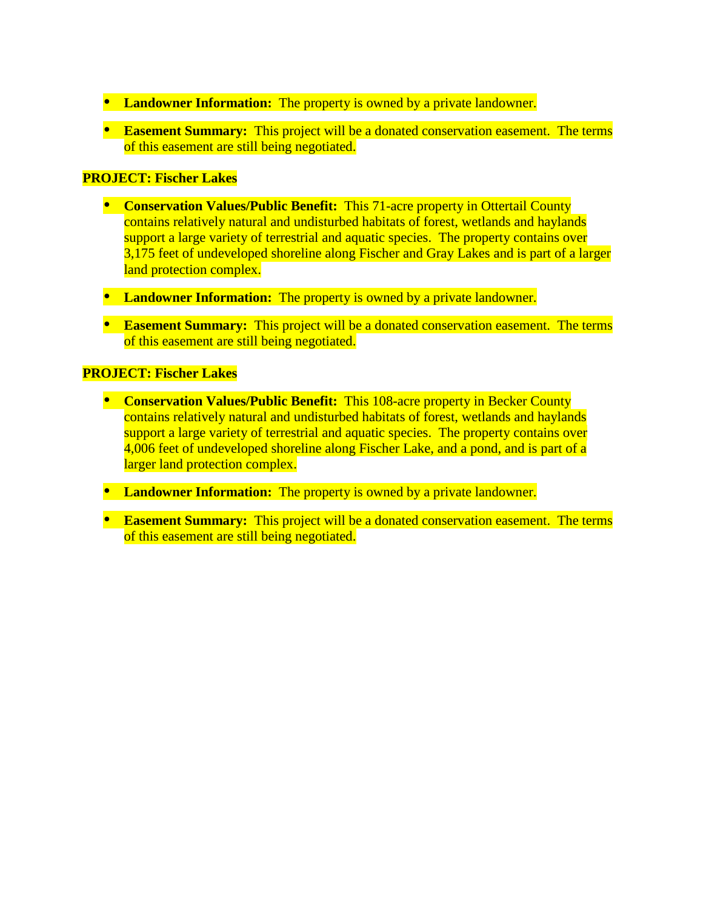- **Landowner Information:** The property is owned by a private landowner.
- **Easement Summary:** This project will be a donated conservation easement. The terms of this easement are still being negotiated.

**PROJECT: Fischer Lakes**

- **Conservation Values/Public Benefit:** This 71-acre property in Ottertail County contains relatively natural and undisturbed habitats of forest, wetlands and haylands support a large variety of terrestrial and aquatic species. The property contains over 3,175 feet of undeveloped shoreline along Fischer and Gray Lakes and is part of a larger land protection complex.
- **Landowner Information:** The property is owned by a private landowner.
- **Easement Summary:** This project will be a donated conservation easement. The terms of this easement are still being negotiated.

**PROJECT: Fischer Lakes**

- **Conservation Values/Public Benefit:** This 108-acre property in Becker County contains relatively natural and undisturbed habitats of forest, wetlands and haylands support a large variety of terrestrial and aquatic species. The property contains over 4,006 feet of undeveloped shoreline along Fischer Lake, and a pond, and is part of a larger land protection complex.
- **Landowner Information:** The property is owned by a private landowner.
- **Easement Summary:** This project will be a donated conservation easement. The terms of this easement are still being negotiated.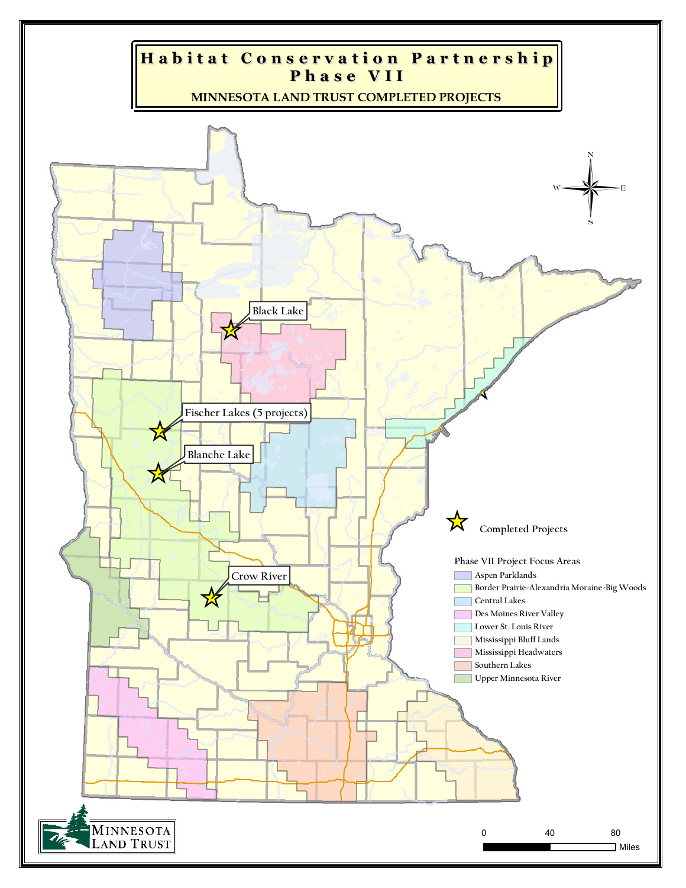# Habitat Conservation Partnership Phase VII

## MINNESOTA LAND TRUST COMPLETED PROJECTS

Black Lake

Fischer Lakes (5 projects)

Blanche Lake

Crow River

Completed Projects

**Phase VII Project Focus Areas**

- Aspen Parklands
- Border Prairie-Alexandria Moraine-Big Woods
- Central Lakes
- Des Moines River Valley
- Lower St. Louis River
- Mississippi Bluff Lands
- Mississippi Headwaters
- Southern Lakes
- Upper Minnesota River

MINNESOTA LAND TRUST

0 40 80 Miles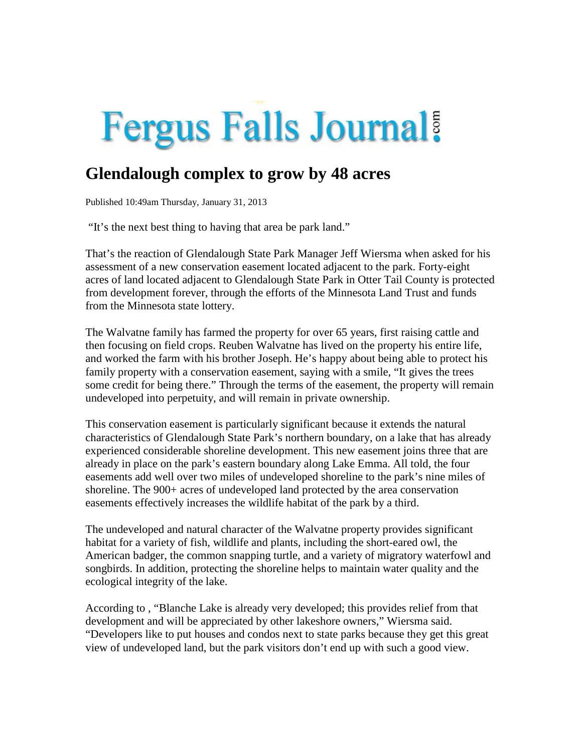# Fergus Falls Journal.com

## Glendalough complex to grow by 48 acres

Published 10:49am Thursday, January 31, 2013

"It's the next best thing to having that area be park land."

That's the reaction of Glendalough State Park Manager Jeff Wiersma when asked for his assessment of a new conservation easement located adjacent to the park. Forty-eight acres of land located adjacent to Glendalough State Park in Otter Tail County is protected from development forever, through the efforts of the Minnesota Land Trust and funds from the Minnesota state lottery.

The Walvatne family has farmed the property for over 65 years, first raising cattle and then focusing on field crops. Reuben Walvatne has lived on the property his entire life, and worked the farm with his brother Joseph. He's happy about being able to protect his family property with a conservation easement, saying with a smile, "It gives the trees some credit for being there." Through the terms of the easement, the property will remain undeveloped into perpetuity, and will remain in private ownership.

This conservation easement is particularly significant because it extends the natural characteristics of Glendalough State Park's northern boundary, on a lake that has already experienced considerable shoreline development. This new easement joins three that are already in place on the park's eastern boundary along Lake Emma. All told, the four easements add well over two miles of undeveloped shoreline to the park's nine miles of shoreline. The 900+ acres of undeveloped land protected by the area conservation easements effectively increases the wildlife habitat of the park by a third.

The undeveloped and natural character of the Walvatne property provides significant habitat for a variety of fish, wildlife and plants, including the short-eared owl, the American badger, the common snapping turtle, and a variety of migratory waterfowl and songbirds. In addition, protecting the shoreline helps to maintain water quality and the ecological integrity of the lake.

According to , "Blanche Lake is already very developed; this provides relief from that development and will be appreciated by other lakeshore owners," Wiersma said. "Developers like to put houses and condos next to state parks because they get this great view of undeveloped land, but the park visitors don't end up with such a good view.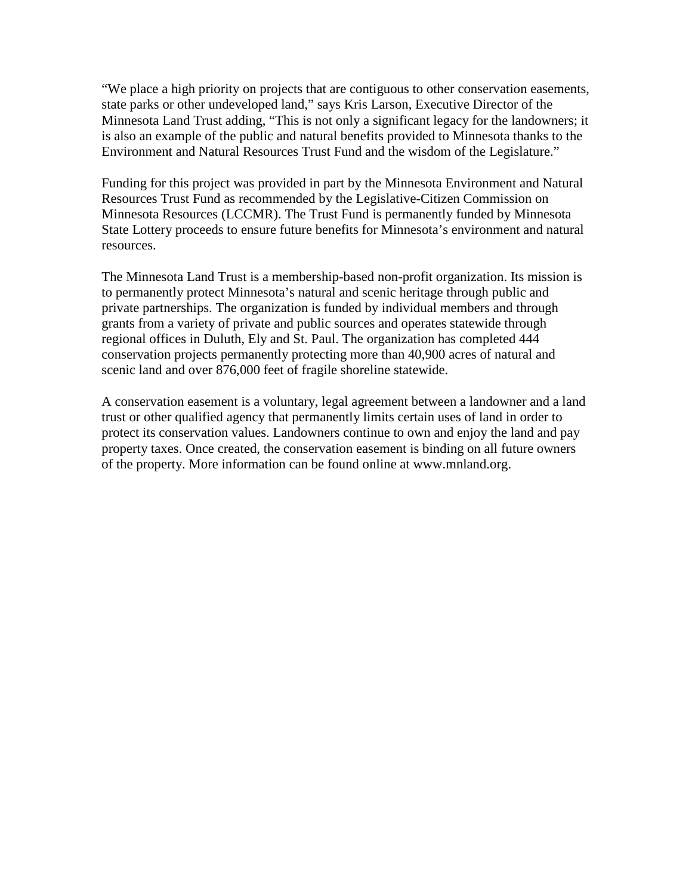"We place a high priority on projects that are contiguous to other conservation easements, state parks or other undeveloped land," says Kris Larson, Executive Director of the Minnesota Land Trust adding, "This is not only a significant legacy for the landowners; it is also an example of the public and natural benefits provided to Minnesota thanks to the Environment and Natural Resources Trust Fund and the wisdom of the Legislature."

Funding for this project was provided in part by the Minnesota Environment and Natural Resources Trust Fund as recommended by the Legislative-Citizen Commission on Minnesota Resources (LCCMR). The Trust Fund is permanently funded by Minnesota State Lottery proceeds to ensure future benefits for Minnesota's environment and natural resources.

The Minnesota Land Trust is a membership-based non-profit organization. Its mission is to permanently protect Minnesota's natural and scenic heritage through public and private partnerships. The organization is funded by individual members and through grants from a variety of private and public sources and operates statewide through regional offices in Duluth, Ely and St. Paul. The organization has completed 444 conservation projects permanently protecting more than 40,900 acres of natural and scenic land and over 876,000 feet of fragile shoreline statewide.

A conservation easement is a voluntary, legal agreement between a landowner and a land trust or other qualified agency that permanently limits certain uses of land in order to protect its conservation values. Landowners continue to own and enjoy the land and pay property taxes. Once created, the conservation easement is binding on all future owners of the property. More information can be found online at www.mnland.org.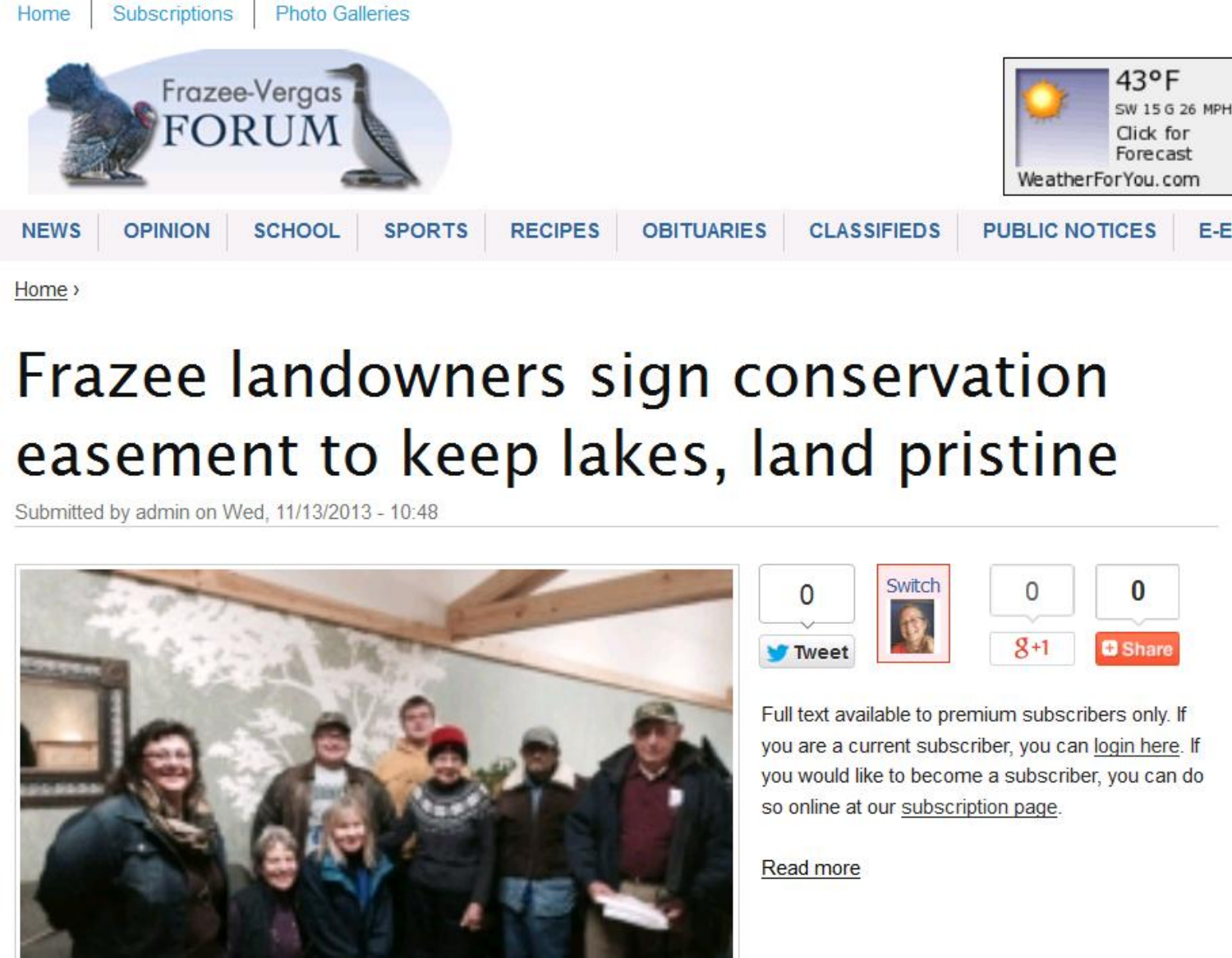# Frazee landowners sign conservation easement to keep lakes, land pristine

Submitted by admin on Wed, 11/13/2013 - 10:48

Full text available to premium subscribers only. If you are a current subscriber, you can login here. If you would like to become a subscriber, you can do so online at our subscription page.

Read more